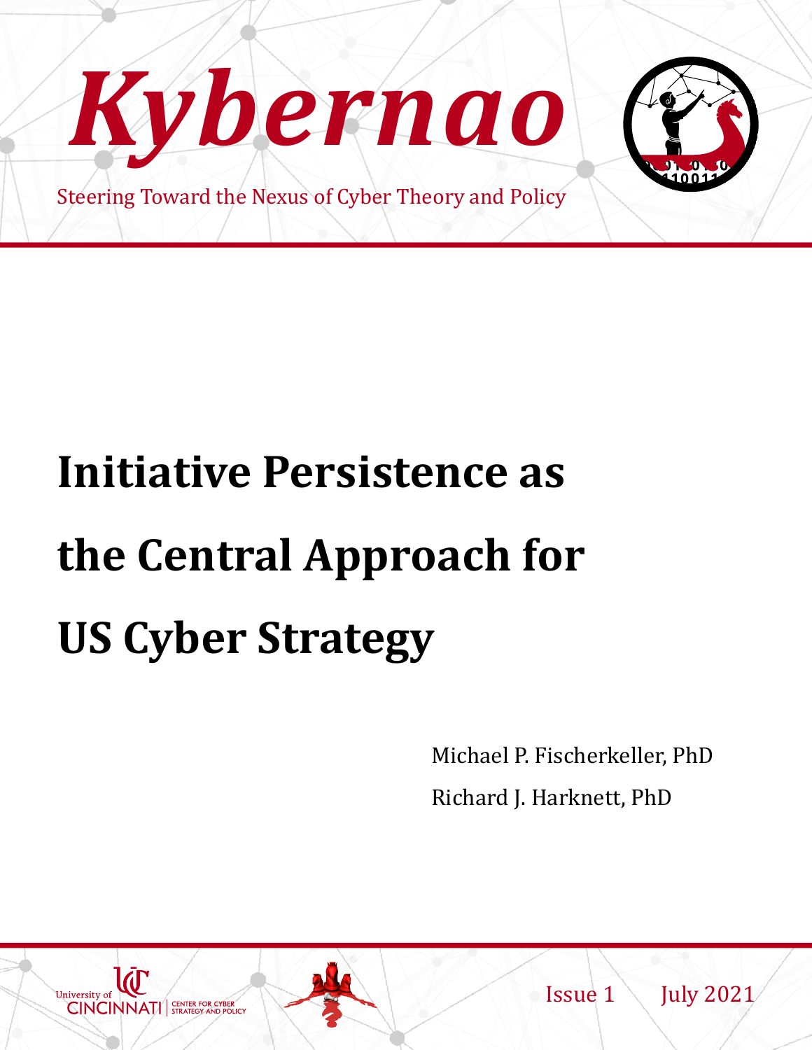# Kybernao

Steering Toward the Nexus of Cyber Theory and Policy

# Initiative Persistence as the Central Approach for US Cyber Strategy

Michael P. Fischerkeller, PhD

Richard J. Harknett, PhD

University of Cincinnati | Center for Cyber Strategy and Policy

Issue 1 July 2021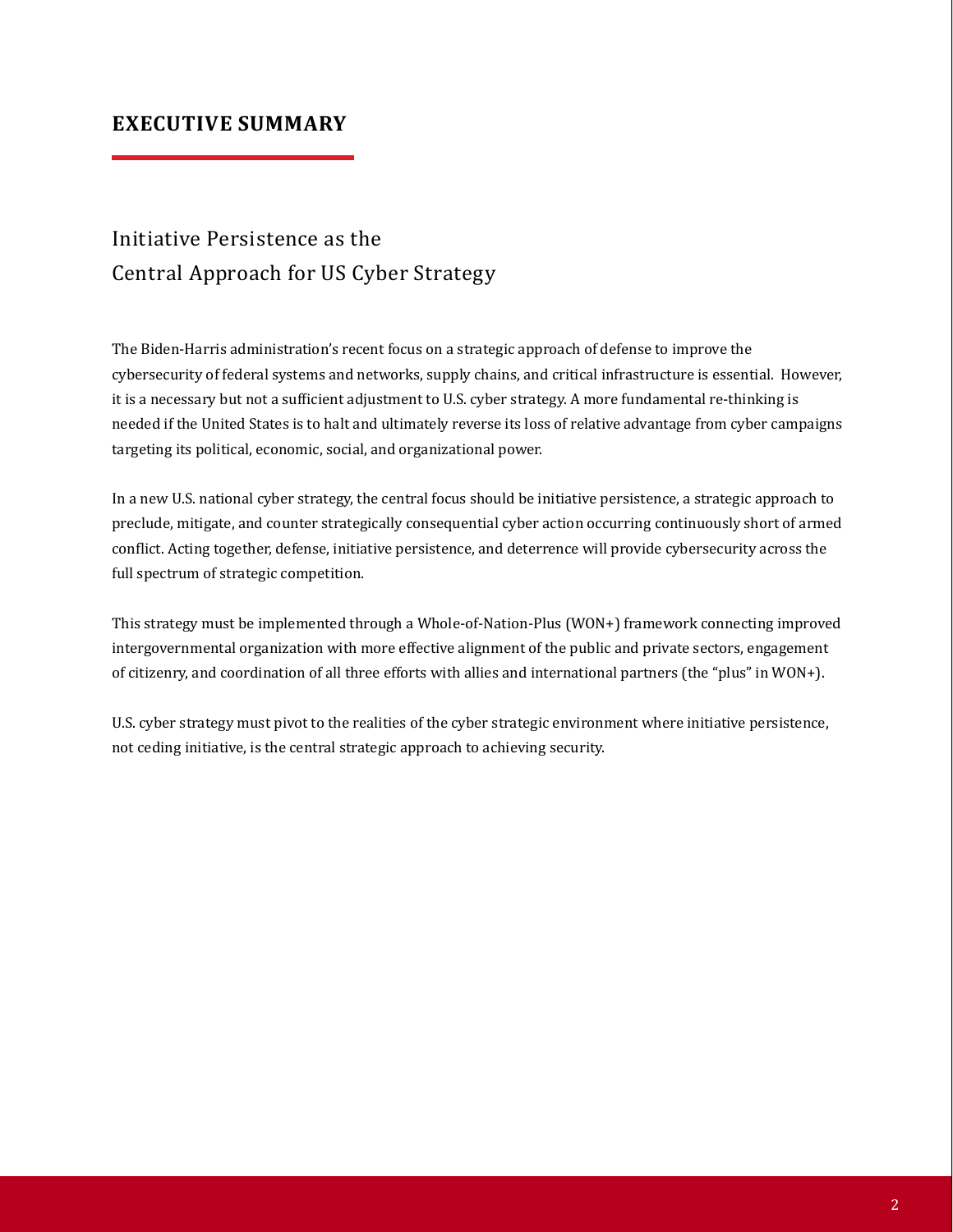## EXECUTIVE SUMMARY

### Initiative Persistence as the Central Approach for US Cyber Strategy

The Biden-Harris administration's recent focus on a strategic approach of defense to improve the cybersecurity of federal systems and networks, supply chains, and critical infrastructure is essential. However, it is a necessary but not a sufficient adjustment to U.S. cyber strategy. A more fundamental re-thinking is needed if the United States is to halt and ultimately reverse its loss of relative advantage from cyber campaigns targeting its political, economic, social, and organizational power.

In a new U.S. national cyber strategy, the central focus should be initiative persistence, a strategic approach to preclude, mitigate, and counter strategically consequential cyber action occurring continuously short of armed conflict. Acting together, defense, initiative persistence, and deterrence will provide cybersecurity across the full spectrum of strategic competition.

This strategy must be implemented through a Whole-of-Nation-Plus (WON+) framework connecting improved intergovernmental organization with more effective alignment of the public and private sectors, engagement of citizenry, and coordination of all three efforts with allies and international partners (the "plus" in WON+).

U.S. cyber strategy must pivot to the realities of the cyber strategic environment where initiative persistence, not ceding initiative, is the central strategic approach to achieving security.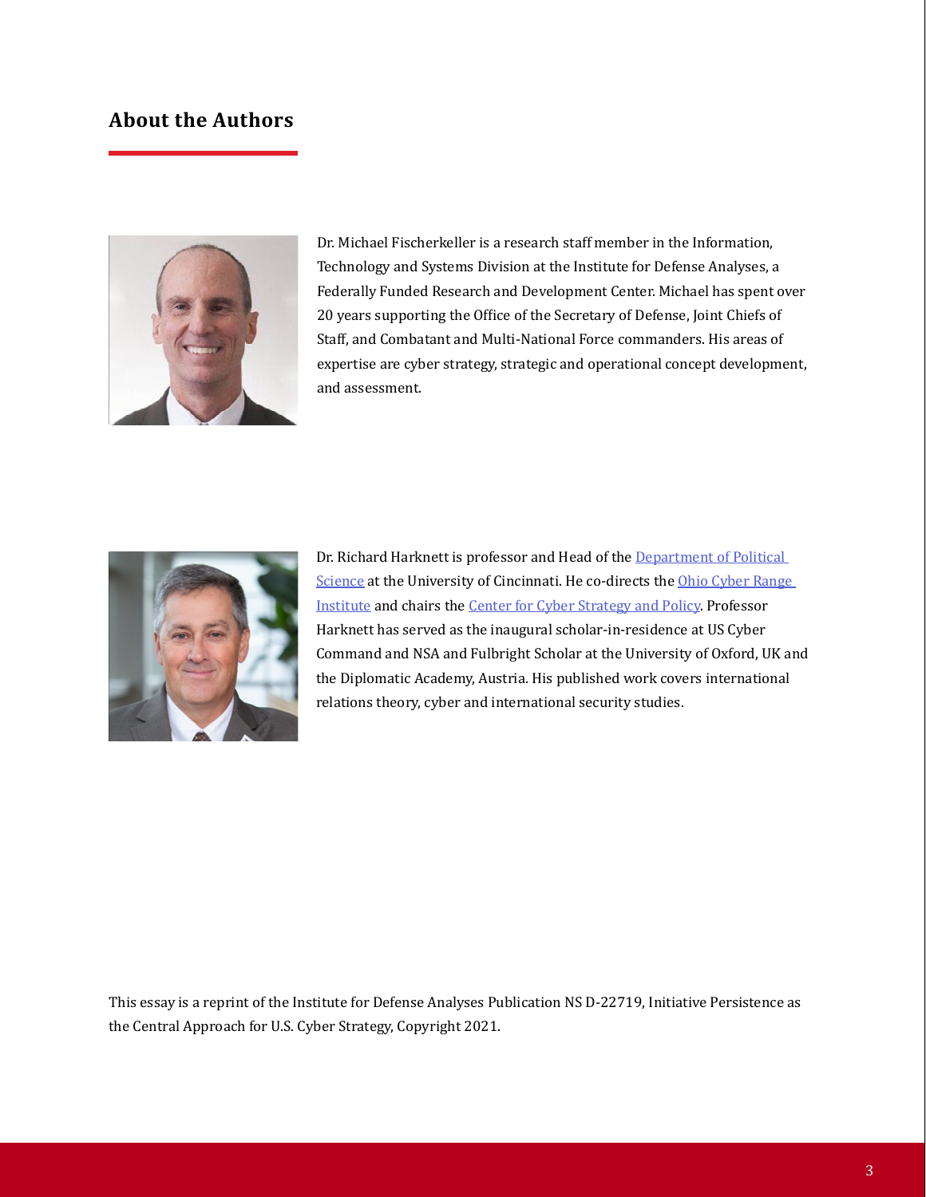## About the Authors

Dr. Michael Fischerkeller is a research staff member in the Information, Technology and Systems Division at the Institute for Defense Analyses, a Federally Funded Research and Development Center. Michael has spent over 20 years supporting the Office of the Secretary of Defense, Joint Chiefs of Staff, and Combatant and Multi-National Force commanders. His areas of expertise are cyber strategy, strategic and operational concept development, and assessment.

Dr. Richard Harknett is professor and Head of the Department of Political Science at the University of Cincinnati. He co-directs the Ohio Cyber Range Institute and chairs the Center for Cyber Strategy and Policy. Professor Harknett has served as the inaugural scholar-in-residence at US Cyber Command and NSA and Fulbright Scholar at the University of Oxford, UK and the Diplomatic Academy, Austria. His published work covers international relations theory, cyber and international security studies.

This essay is a reprint of the Institute for Defense Analyses Publication NS D-22719, Initiative Persistence as the Central Approach for U.S. Cyber Strategy, Copyright 2021.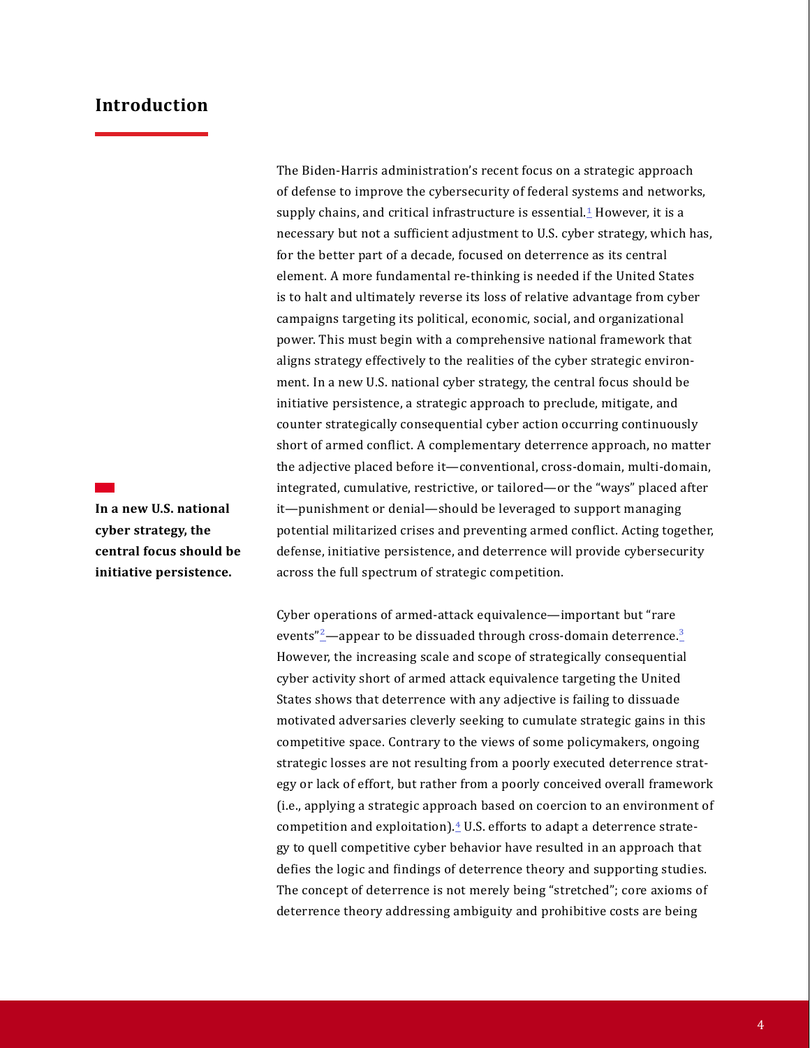## Introduction

The Biden-Harris administration's recent focus on a strategic approach of defense to improve the cybersecurity of federal systems and networks, supply chains, and critical infrastructure is essential.[1] However, it is a necessary but not a sufficient adjustment to U.S. cyber strategy, which has, for the better part of a decade, focused on deterrence as its central element. A more fundamental re-thinking is needed if the United States is to halt and ultimately reverse its loss of relative advantage from cyber campaigns targeting its political, economic, social, and organizational power. This must begin with a comprehensive national framework that aligns strategy effectively to the realities of the cyber strategic environment. In a new U.S. national cyber strategy, the central focus should be initiative persistence, a strategic approach to preclude, mitigate, and counter strategically consequential cyber action occurring continuously short of armed conflict. A complementary deterrence approach, no matter the adjective placed before it—conventional, cross-domain, multi-domain, integrated, cumulative, restrictive, or tailored—or the "ways" placed after it—punishment or denial—should be leveraged to support managing potential militarized crises and preventing armed conflict. Acting together, defense, initiative persistence, and deterrence will provide cybersecurity across the full spectrum of strategic competition.

**In a new U.S. national cyber strategy, the central focus should be initiative persistence.**

Cyber operations of armed-attack equivalence—important but "rare events"[2]—appear to be dissuaded through cross-domain deterrence.[3] However, the increasing scale and scope of strategically consequential cyber activity short of armed attack equivalence targeting the United States shows that deterrence with any adjective is failing to dissuade motivated adversaries cleverly seeking to cumulate strategic gains in this competitive space. Contrary to the views of some policymakers, ongoing strategic losses are not resulting from a poorly executed deterrence strategy or lack of effort, but rather from a poorly conceived overall framework (i.e., applying a strategic approach based on coercion to an environment of competition and exploitation).[4] U.S. efforts to adapt a deterrence strategy to quell competitive cyber behavior have resulted in an approach that defies the logic and findings of deterrence theory and supporting studies. The concept of deterrence is not merely being "stretched"; core axioms of deterrence theory addressing ambiguity and prohibitive costs are being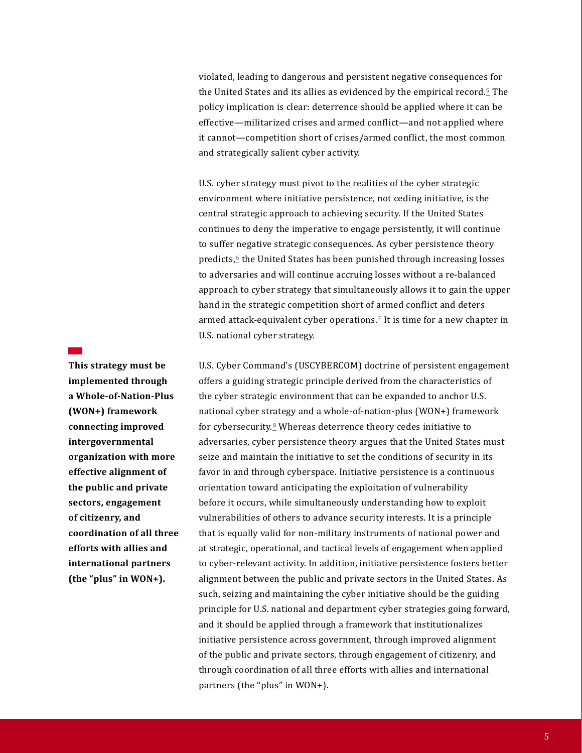violated, leading to dangerous and persistent negative consequences for the United States and its allies as evidenced by the empirical record.[5] The policy implication is clear: deterrence should be applied where it can be effective—militarized crises and armed conflict—and not applied where it cannot—competition short of crises/armed conflict, the most common and strategically salient cyber activity.

U.S. cyber strategy must pivot to the realities of the cyber strategic environment where initiative persistence, not ceding initiative, is the central strategic approach to achieving security. If the United States continues to deny the imperative to engage persistently, it will continue to suffer negative strategic consequences. As cyber persistence theory predicts,[6] the United States has been punished through increasing losses to adversaries and will continue accruing losses without a re-balanced approach to cyber strategy that simultaneously allows it to gain the upper hand in the strategic competition short of armed conflict and deters armed attack-equivalent cyber operations.[7] It is time for a new chapter in U.S. national cyber strategy.

**This strategy must be implemented through a Whole-of-Nation-Plus (WON+) framework connecting improved intergovernmental organization with more effective alignment of the public and private sectors, engagement of citizenry, and coordination of all three efforts with allies and international partners (the "plus" in WON+).**

U.S. Cyber Command's (USCYBERCOM) doctrine of persistent engagement offers a guiding strategic principle derived from the characteristics of the cyber strategic environment that can be expanded to anchor U.S. national cyber strategy and a whole-of-nation-plus (WON+) framework for cybersecurity.[8] Whereas deterrence theory cedes initiative to adversaries, cyber persistence theory argues that the United States must seize and maintain the initiative to set the conditions of security in its favor in and through cyberspace. Initiative persistence is a continuous orientation toward anticipating the exploitation of vulnerability before it occurs, while simultaneously understanding how to exploit vulnerabilities of others to advance security interests. It is a principle that is equally valid for non-military instruments of national power and at strategic, operational, and tactical levels of engagement when applied to cyber-relevant activity. In addition, initiative persistence fosters better alignment between the public and private sectors in the United States. As such, seizing and maintaining the cyber initiative should be the guiding principle for U.S. national and department cyber strategies going forward, and it should be applied through a framework that institutionalizes initiative persistence across government, through improved alignment of the public and private sectors, through engagement of citizenry, and through coordination of all three efforts with allies and international partners (the "plus" in WON+).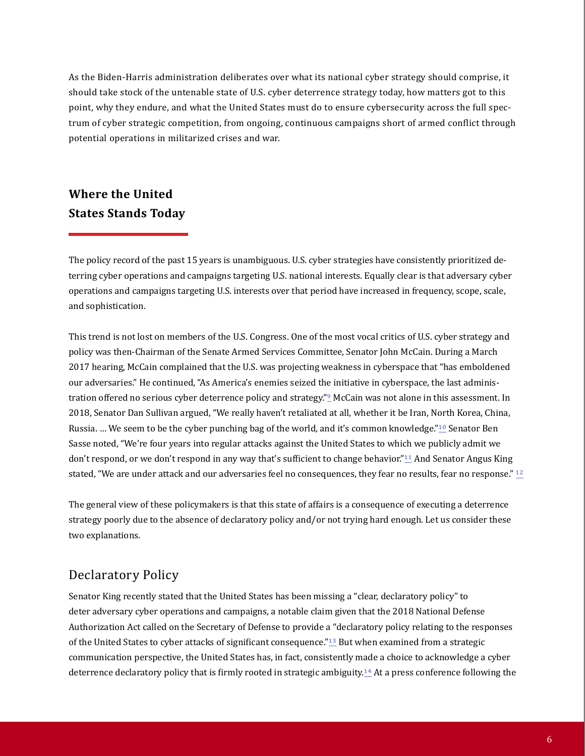As the Biden-Harris administration deliberates over what its national cyber strategy should comprise, it should take stock of the untenable state of U.S. cyber deterrence strategy today, how matters got to this point, why they endure, and what the United States must do to ensure cybersecurity across the full spectrum of cyber strategic competition, from ongoing, continuous campaigns short of armed conflict through potential operations in militarized crises and war.

## Where the United States Stands Today

The policy record of the past 15 years is unambiguous. U.S. cyber strategies have consistently prioritized deterring cyber operations and campaigns targeting U.S. national interests. Equally clear is that adversary cyber operations and campaigns targeting U.S. interests over that period have increased in frequency, scope, scale, and sophistication.

This trend is not lost on members of the U.S. Congress. One of the most vocal critics of U.S. cyber strategy and policy was then-Chairman of the Senate Armed Services Committee, Senator John McCain. During a March 2017 hearing, McCain complained that the U.S. was projecting weakness in cyberspace that "has emboldened our adversaries." He continued, "As America's enemies seized the initiative in cyberspace, the last administration offered no serious cyber deterrence policy and strategy."[9] McCain was not alone in this assessment. In 2018, Senator Dan Sullivan argued, "We really haven't retaliated at all, whether it be Iran, North Korea, China, Russia. … We seem to be the cyber punching bag of the world, and it's common knowledge."[10] Senator Ben Sasse noted, "We're four years into regular attacks against the United States to which we publicly admit we don't respond, or we don't respond in any way that's sufficient to change behavior."[11] And Senator Angus King stated, "We are under attack and our adversaries feel no consequences, they fear no results, fear no response." [12]

The general view of these policymakers is that this state of affairs is a consequence of executing a deterrence strategy poorly due to the absence of declaratory policy and/or not trying hard enough. Let us consider these two explanations.

### Declaratory Policy

Senator King recently stated that the United States has been missing a "clear, declaratory policy" to deter adversary cyber operations and campaigns, a notable claim given that the 2018 National Defense Authorization Act called on the Secretary of Defense to provide a "declaratory policy relating to the responses of the United States to cyber attacks of significant consequence."[13] But when examined from a strategic communication perspective, the United States has, in fact, consistently made a choice to acknowledge a cyber deterrence declaratory policy that is firmly rooted in strategic ambiguity.[14] At a press conference following the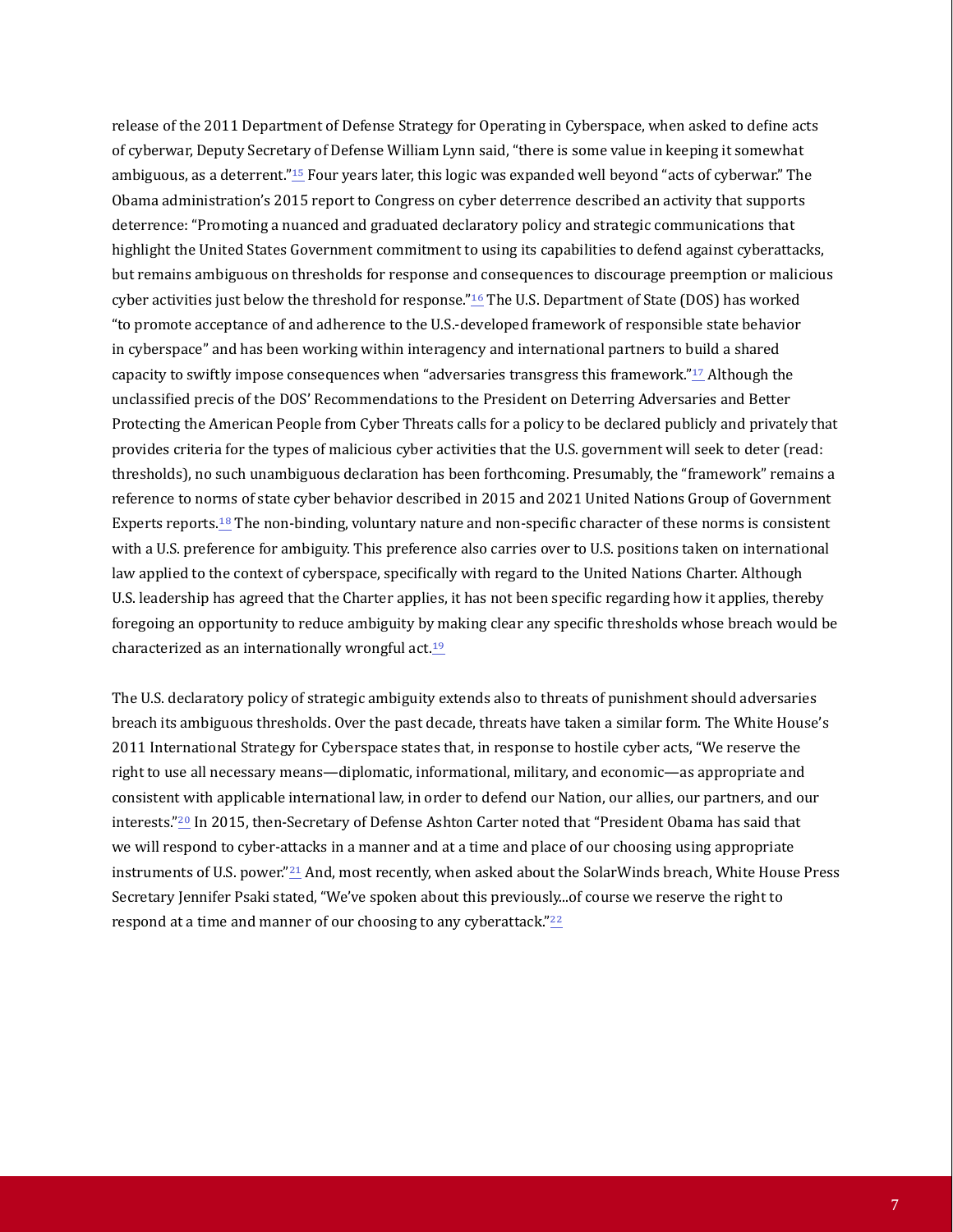release of the 2011 Department of Defense Strategy for Operating in Cyberspace, when asked to define acts of cyberwar, Deputy Secretary of Defense William Lynn said, "there is some value in keeping it somewhat ambiguous, as a deterrent."[15] Four years later, this logic was expanded well beyond "acts of cyberwar." The Obama administration's 2015 report to Congress on cyber deterrence described an activity that supports deterrence: "Promoting a nuanced and graduated declaratory policy and strategic communications that highlight the United States Government commitment to using its capabilities to defend against cyberattacks, but remains ambiguous on thresholds for response and consequences to discourage preemption or malicious cyber activities just below the threshold for response."[16] The U.S. Department of State (DOS) has worked "to promote acceptance of and adherence to the U.S.-developed framework of responsible state behavior in cyberspace" and has been working within interagency and international partners to build a shared capacity to swiftly impose consequences when "adversaries transgress this framework."[17] Although the unclassified precis of the DOS' Recommendations to the President on Deterring Adversaries and Better Protecting the American People from Cyber Threats calls for a policy to be declared publicly and privately that provides criteria for the types of malicious cyber activities that the U.S. government will seek to deter (read: thresholds), no such unambiguous declaration has been forthcoming. Presumably, the "framework" remains a reference to norms of state cyber behavior described in 2015 and 2021 United Nations Group of Government Experts reports.[18] The non-binding, voluntary nature and non-specific character of these norms is consistent with a U.S. preference for ambiguity. This preference also carries over to U.S. positions taken on international law applied to the context of cyberspace, specifically with regard to the United Nations Charter. Although U.S. leadership has agreed that the Charter applies, it has not been specific regarding how it applies, thereby foregoing an opportunity to reduce ambiguity by making clear any specific thresholds whose breach would be characterized as an internationally wrongful act.[19]

The U.S. declaratory policy of strategic ambiguity extends also to threats of punishment should adversaries breach its ambiguous thresholds. Over the past decade, threats have taken a similar form. The White House's 2011 International Strategy for Cyberspace states that, in response to hostile cyber acts, "We reserve the right to use all necessary means—diplomatic, informational, military, and economic—as appropriate and consistent with applicable international law, in order to defend our Nation, our allies, our partners, and our interests."[20] In 2015, then-Secretary of Defense Ashton Carter noted that "President Obama has said that we will respond to cyber-attacks in a manner and at a time and place of our choosing using appropriate instruments of U.S. power."[21] And, most recently, when asked about the SolarWinds breach, White House Press Secretary Jennifer Psaki stated, "We've spoken about this previously...of course we reserve the right to respond at a time and manner of our choosing to any cyberattack."[22]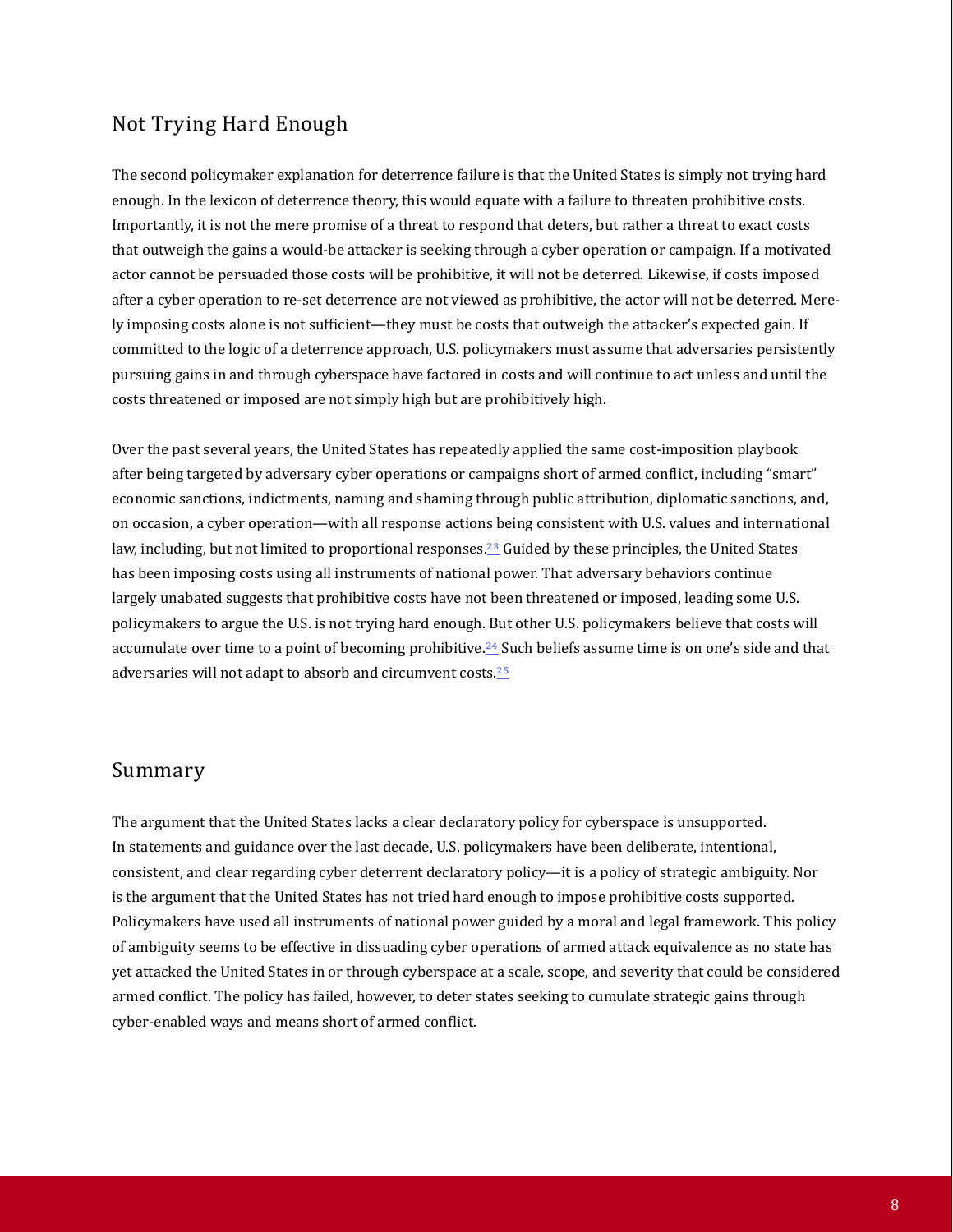## Not Trying Hard Enough

The second policymaker explanation for deterrence failure is that the United States is simply not trying hard enough. In the lexicon of deterrence theory, this would equate with a failure to threaten prohibitive costs. Importantly, it is not the mere promise of a threat to respond that deters, but rather a threat to exact costs that outweigh the gains a would-be attacker is seeking through a cyber operation or campaign. If a motivated actor cannot be persuaded those costs will be prohibitive, it will not be deterred. Likewise, if costs imposed after a cyber operation to re-set deterrence are not viewed as prohibitive, the actor will not be deterred. Merely imposing costs alone is not sufficient—they must be costs that outweigh the attacker's expected gain. If committed to the logic of a deterrence approach, U.S. policymakers must assume that adversaries persistently pursuing gains in and through cyberspace have factored in costs and will continue to act unless and until the costs threatened or imposed are not simply high but are prohibitively high.

Over the past several years, the United States has repeatedly applied the same cost-imposition playbook after being targeted by adversary cyber operations or campaigns short of armed conflict, including "smart" economic sanctions, indictments, naming and shaming through public attribution, diplomatic sanctions, and, on occasion, a cyber operation—with all response actions being consistent with U.S. values and international law, including, but not limited to proportional responses.[23] Guided by these principles, the United States has been imposing costs using all instruments of national power. That adversary behaviors continue largely unabated suggests that prohibitive costs have not been threatened or imposed, leading some U.S. policymakers to argue the U.S. is not trying hard enough. But other U.S. policymakers believe that costs will accumulate over time to a point of becoming prohibitive.[24] Such beliefs assume time is on one's side and that adversaries will not adapt to absorb and circumvent costs.[25]

## Summary

The argument that the United States lacks a clear declaratory policy for cyberspace is unsupported. In statements and guidance over the last decade, U.S. policymakers have been deliberate, intentional, consistent, and clear regarding cyber deterrent declaratory policy—it is a policy of strategic ambiguity. Nor is the argument that the United States has not tried hard enough to impose prohibitive costs supported. Policymakers have used all instruments of national power guided by a moral and legal framework. This policy of ambiguity seems to be effective in dissuading cyber operations of armed attack equivalence as no state has yet attacked the United States in or through cyberspace at a scale, scope, and severity that could be considered armed conflict. The policy has failed, however, to deter states seeking to cumulate strategic gains through cyber-enabled ways and means short of armed conflict.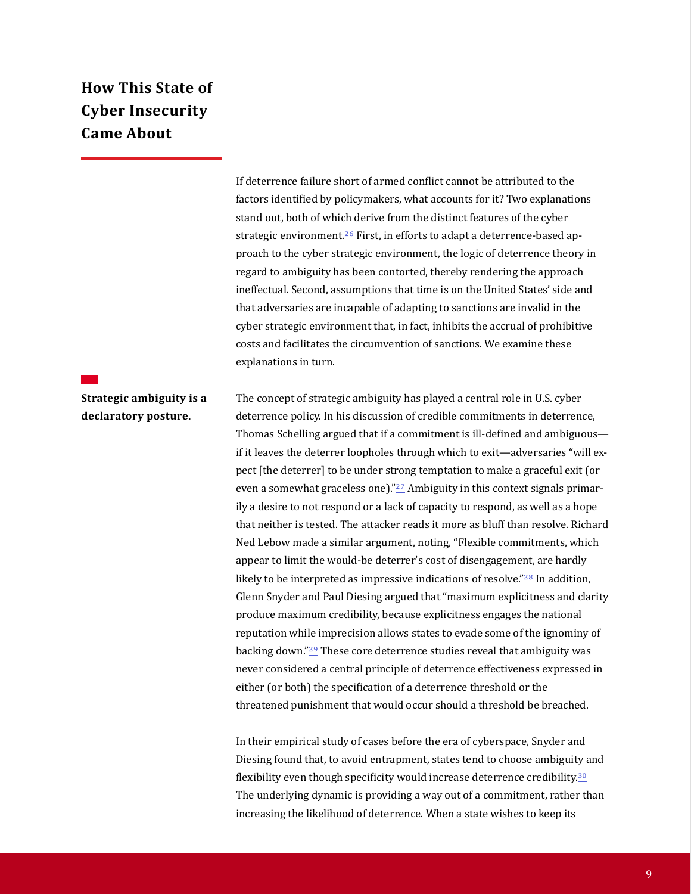## How This State of Cyber Insecurity Came About

If deterrence failure short of armed conflict cannot be attributed to the factors identified by policymakers, what accounts for it? Two explanations stand out, both of which derive from the distinct features of the cyber strategic environment.[26] First, in efforts to adapt a deterrence-based approach to the cyber strategic environment, the logic of deterrence theory in regard to ambiguity has been contorted, thereby rendering the approach ineffectual. Second, assumptions that time is on the United States' side and that adversaries are incapable of adapting to sanctions are invalid in the cyber strategic environment that, in fact, inhibits the accrual of prohibitive costs and facilitates the circumvention of sanctions. We examine these explanations in turn.

**Strategic ambiguity is a declaratory posture.**

The concept of strategic ambiguity has played a central role in U.S. cyber deterrence policy. In his discussion of credible commitments in deterrence, Thomas Schelling argued that if a commitment is ill-defined and ambiguous—if it leaves the deterrer loopholes through which to exit—adversaries "will expect [the deterrer] to be under strong temptation to make a graceful exit (or even a somewhat graceless one)."[27] Ambiguity in this context signals primarily a desire to not respond or a lack of capacity to respond, as well as a hope that neither is tested. The attacker reads it more as bluff than resolve. Richard Ned Lebow made a similar argument, noting, "Flexible commitments, which appear to limit the would-be deterrer's cost of disengagement, are hardly likely to be interpreted as impressive indications of resolve."[28] In addition, Glenn Snyder and Paul Diesing argued that "maximum explicitness and clarity produce maximum credibility, because explicitness engages the national reputation while imprecision allows states to evade some of the ignominy of backing down."[29] These core deterrence studies reveal that ambiguity was never considered a central principle of deterrence effectiveness expressed in either (or both) the specification of a deterrence threshold or the threatened punishment that would occur should a threshold be breached.

In their empirical study of cases before the era of cyberspace, Snyder and Diesing found that, to avoid entrapment, states tend to choose ambiguity and flexibility even though specificity would increase deterrence credibility.[30] The underlying dynamic is providing a way out of a commitment, rather than increasing the likelihood of deterrence. When a state wishes to keep its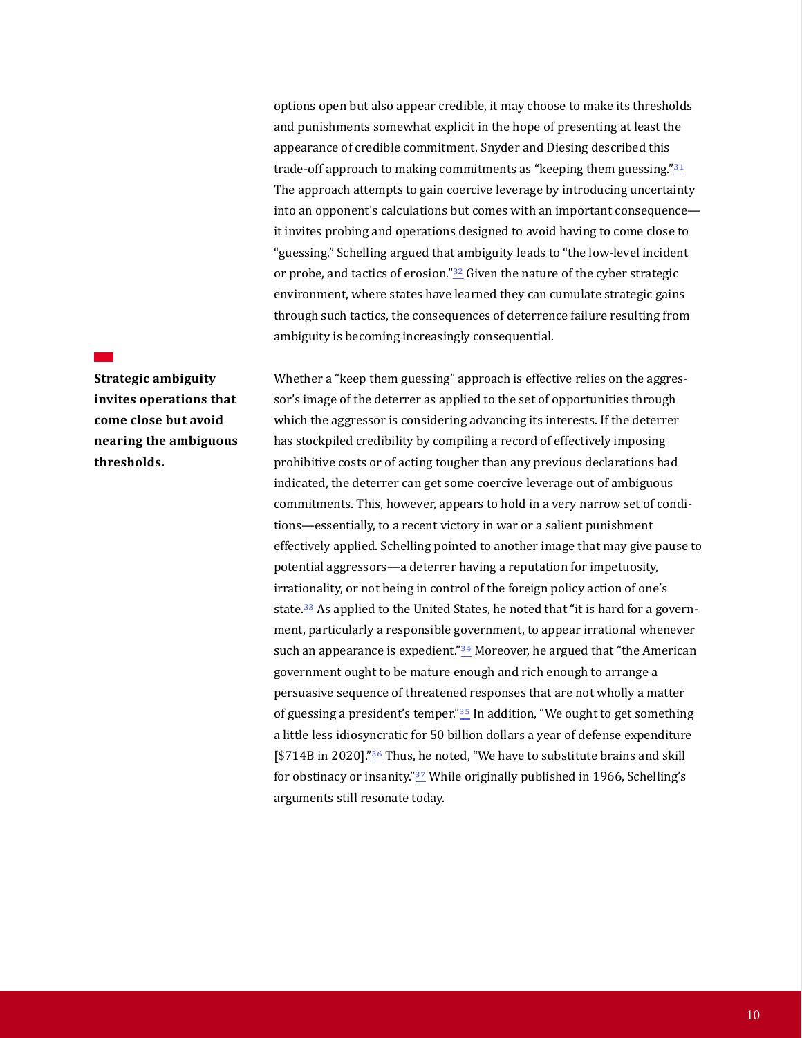options open but also appear credible, it may choose to make its thresholds and punishments somewhat explicit in the hope of presenting at least the appearance of credible commitment. Snyder and Diesing described this trade-off approach to making commitments as "keeping them guessing."[31] The approach attempts to gain coercive leverage by introducing uncertainty into an opponent's calculations but comes with an important consequence—it invites probing and operations designed to avoid having to come close to "guessing." Schelling argued that ambiguity leads to "the low-level incident or probe, and tactics of erosion."[32] Given the nature of the cyber strategic environment, where states have learned they can cumulate strategic gains through such tactics, the consequences of deterrence failure resulting from ambiguity is becoming increasingly consequential.

**Strategic ambiguity invites operations that come close but avoid nearing the ambiguous thresholds.**

Whether a "keep them guessing" approach is effective relies on the aggressor's image of the deterrer as applied to the set of opportunities through which the aggressor is considering advancing its interests. If the deterrer has stockpiled credibility by compiling a record of effectively imposing prohibitive costs or of acting tougher than any previous declarations had indicated, the deterrer can get some coercive leverage out of ambiguous commitments. This, however, appears to hold in a very narrow set of conditions—essentially, to a recent victory in war or a salient punishment effectively applied. Schelling pointed to another image that may give pause to potential aggressors—a deterrer having a reputation for impetuosity, irrationality, or not being in control of the foreign policy action of one's state.[33] As applied to the United States, he noted that "it is hard for a government, particularly a responsible government, to appear irrational whenever such an appearance is expedient."[34] Moreover, he argued that "the American government ought to be mature enough and rich enough to arrange a persuasive sequence of threatened responses that are not wholly a matter of guessing a president's temper."[35] In addition, "We ought to get something a little less idiosyncratic for 50 billion dollars a year of defense expenditure [$714B in 2020]."[36] Thus, he noted, "We have to substitute brains and skill for obstinacy or insanity."[37] While originally published in 1966, Schelling's arguments still resonate today.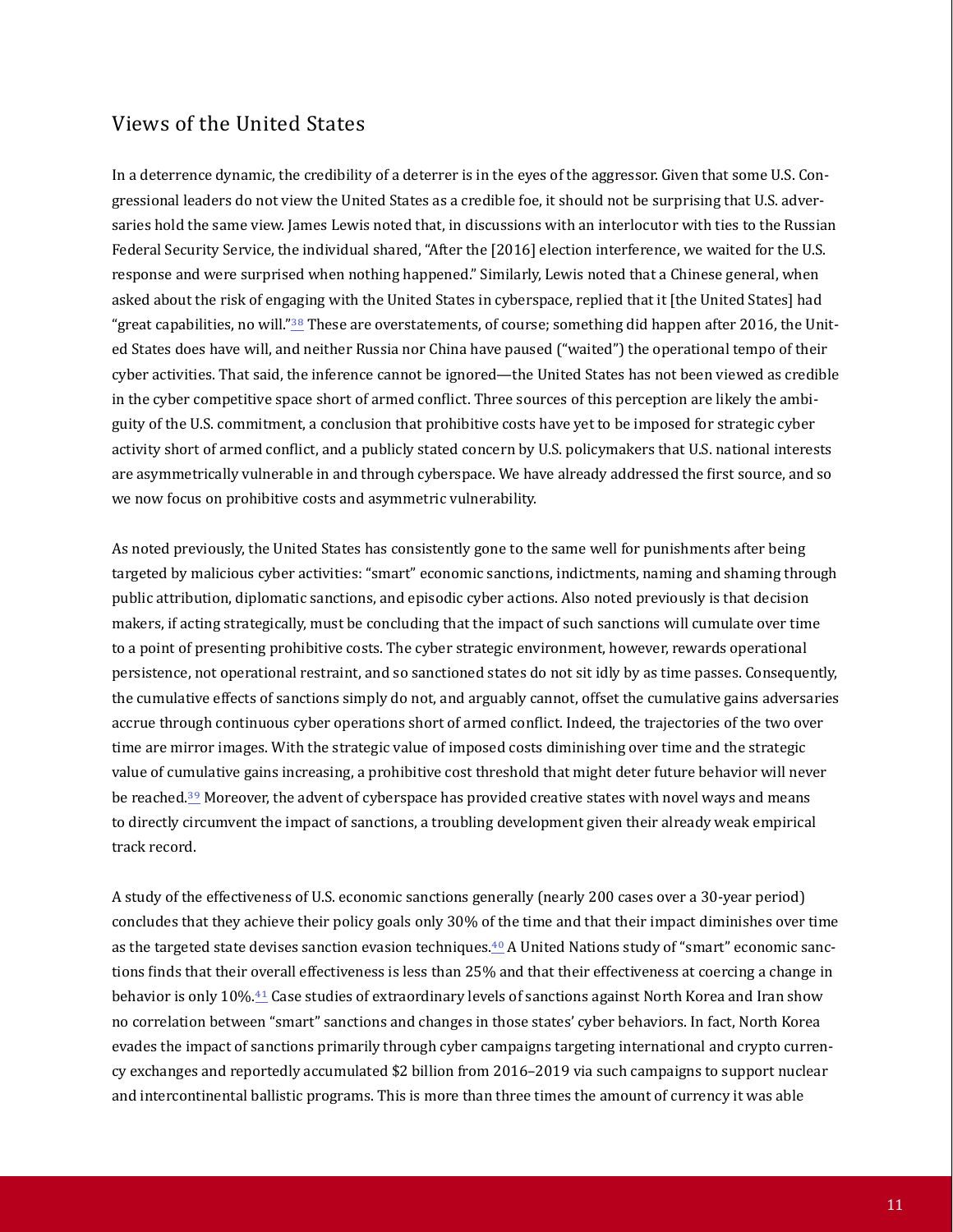## Views of the United States

In a deterrence dynamic, the credibility of a deterrer is in the eyes of the aggressor. Given that some U.S. Congressional leaders do not view the United States as a credible foe, it should not be surprising that U.S. adversaries hold the same view. James Lewis noted that, in discussions with an interlocutor with ties to the Russian Federal Security Service, the individual shared, "After the [2016] election interference, we waited for the U.S. response and were surprised when nothing happened." Similarly, Lewis noted that a Chinese general, when asked about the risk of engaging with the United States in cyberspace, replied that it [the United States] had "great capabilities, no will."[38] These are overstatements, of course; something did happen after 2016, the United States does have will, and neither Russia nor China have paused ("waited") the operational tempo of their cyber activities. That said, the inference cannot be ignored—the United States has not been viewed as credible in the cyber competitive space short of armed conflict. Three sources of this perception are likely the ambiguity of the U.S. commitment, a conclusion that prohibitive costs have yet to be imposed for strategic cyber activity short of armed conflict, and a publicly stated concern by U.S. policymakers that U.S. national interests are asymmetrically vulnerable in and through cyberspace. We have already addressed the first source, and so we now focus on prohibitive costs and asymmetric vulnerability.

As noted previously, the United States has consistently gone to the same well for punishments after being targeted by malicious cyber activities: "smart" economic sanctions, indictments, naming and shaming through public attribution, diplomatic sanctions, and episodic cyber actions. Also noted previously is that decision makers, if acting strategically, must be concluding that the impact of such sanctions will cumulate over time to a point of presenting prohibitive costs. The cyber strategic environment, however, rewards operational persistence, not operational restraint, and so sanctioned states do not sit idly by as time passes. Consequently, the cumulative effects of sanctions simply do not, and arguably cannot, offset the cumulative gains adversaries accrue through continuous cyber operations short of armed conflict. Indeed, the trajectories of the two over time are mirror images. With the strategic value of imposed costs diminishing over time and the strategic value of cumulative gains increasing, a prohibitive cost threshold that might deter future behavior will never be reached.[39] Moreover, the advent of cyberspace has provided creative states with novel ways and means to directly circumvent the impact of sanctions, a troubling development given their already weak empirical track record.

A study of the effectiveness of U.S. economic sanctions generally (nearly 200 cases over a 30-year period) concludes that they achieve their policy goals only 30% of the time and that their impact diminishes over time as the targeted state devises sanction evasion techniques.[40] A United Nations study of "smart" economic sanctions finds that their overall effectiveness is less than 25% and that their effectiveness at coercing a change in behavior is only 10%.[41] Case studies of extraordinary levels of sanctions against North Korea and Iran show no correlation between "smart" sanctions and changes in those states' cyber behaviors. In fact, North Korea evades the impact of sanctions primarily through cyber campaigns targeting international and crypto currency exchanges and reportedly accumulated $2 billion from 2016–2019 via such campaigns to support nuclear and intercontinental ballistic programs. This is more than three times the amount of currency it was able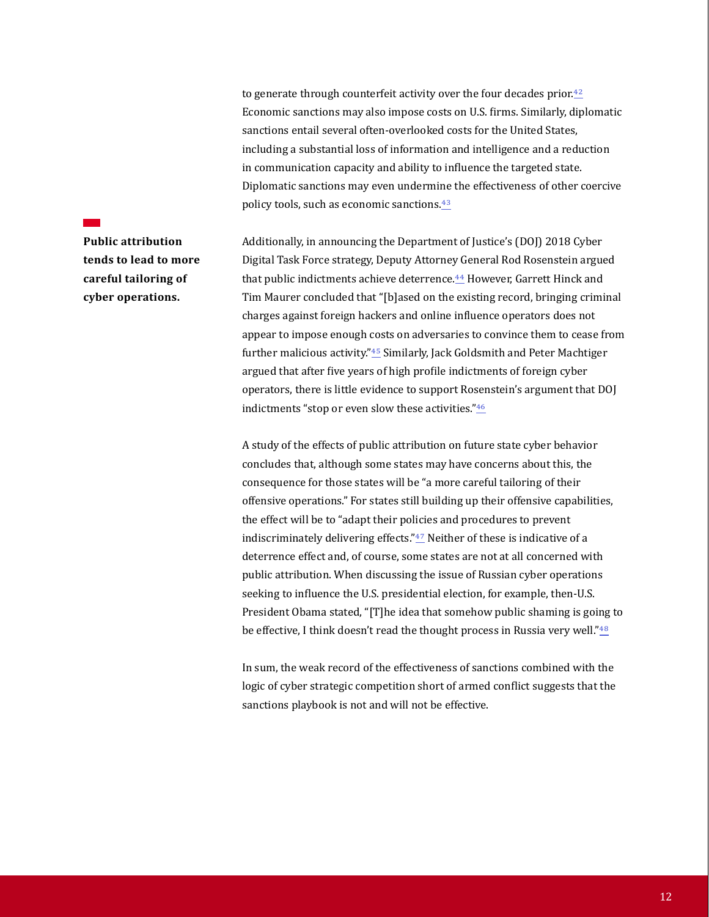to generate through counterfeit activity over the four decades prior.[42] Economic sanctions may also impose costs on U.S. firms. Similarly, diplomatic sanctions entail several often-overlooked costs for the United States, including a substantial loss of information and intelligence and a reduction in communication capacity and ability to influence the targeted state. Diplomatic sanctions may even undermine the effectiveness of other coercive policy tools, such as economic sanctions.[43]

**Public attribution tends to lead to more careful tailoring of cyber operations.**

Additionally, in announcing the Department of Justice's (DOJ) 2018 Cyber Digital Task Force strategy, Deputy Attorney General Rod Rosenstein argued that public indictments achieve deterrence.[44] However, Garrett Hinck and Tim Maurer concluded that "[b]ased on the existing record, bringing criminal charges against foreign hackers and online influence operators does not appear to impose enough costs on adversaries to convince them to cease from further malicious activity."[45] Similarly, Jack Goldsmith and Peter Machtiger argued that after five years of high profile indictments of foreign cyber operators, there is little evidence to support Rosenstein's argument that DOJ indictments "stop or even slow these activities."[46]

A study of the effects of public attribution on future state cyber behavior concludes that, although some states may have concerns about this, the consequence for those states will be "a more careful tailoring of their offensive operations." For states still building up their offensive capabilities, the effect will be to "adapt their policies and procedures to prevent indiscriminately delivering effects."[47] Neither of these is indicative of a deterrence effect and, of course, some states are not at all concerned with public attribution. When discussing the issue of Russian cyber operations seeking to influence the U.S. presidential election, for example, then-U.S. President Obama stated, "[T]he idea that somehow public shaming is going to be effective, I think doesn't read the thought process in Russia very well."[48]

In sum, the weak record of the effectiveness of sanctions combined with the logic of cyber strategic competition short of armed conflict suggests that the sanctions playbook is not and will not be effective.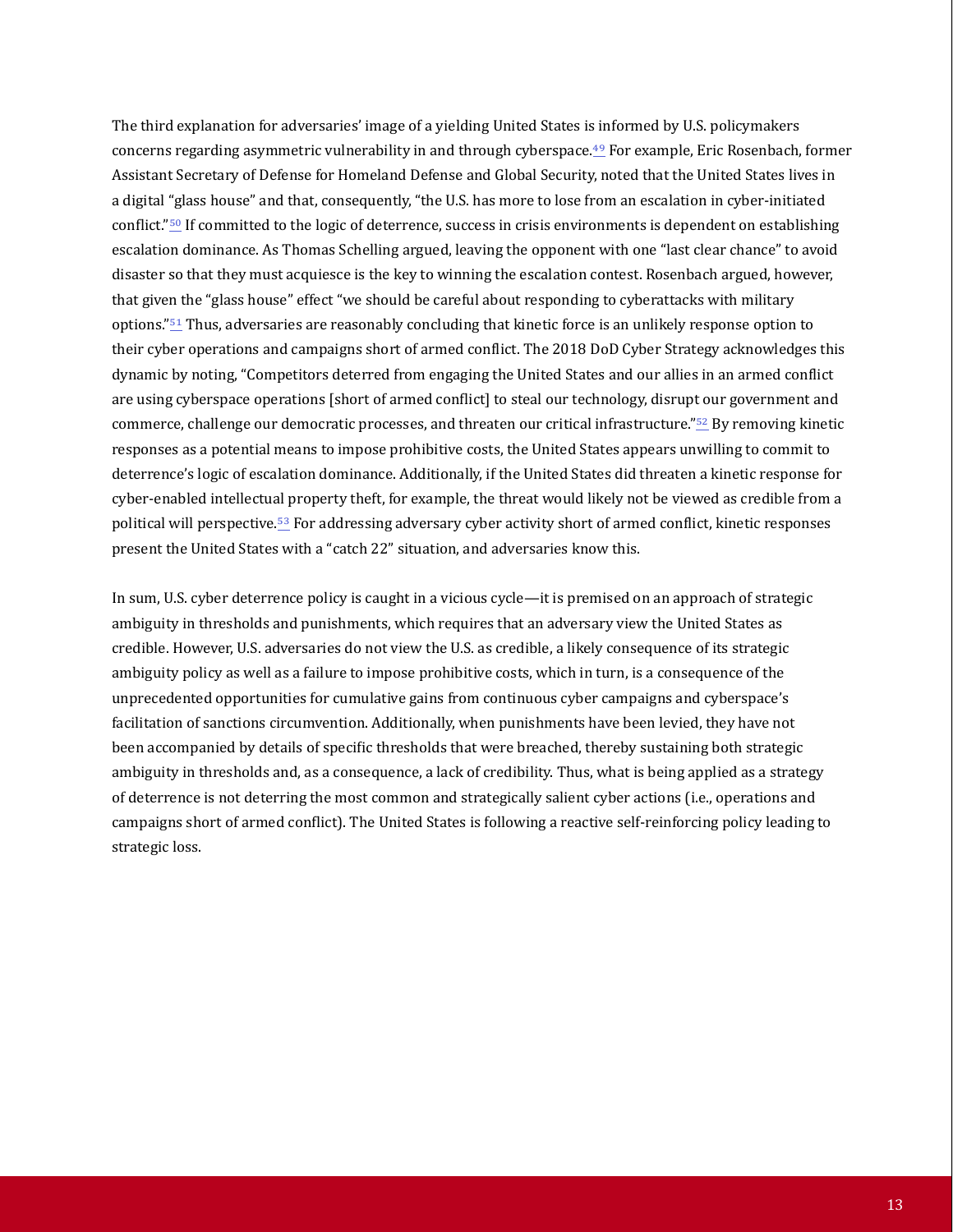The third explanation for adversaries' image of a yielding United States is informed by U.S. policymakers concerns regarding asymmetric vulnerability in and through cyberspace.[49] For example, Eric Rosenbach, former Assistant Secretary of Defense for Homeland Defense and Global Security, noted that the United States lives in a digital "glass house" and that, consequently, "the U.S. has more to lose from an escalation in cyber-initiated conflict."[50] If committed to the logic of deterrence, success in crisis environments is dependent on establishing escalation dominance. As Thomas Schelling argued, leaving the opponent with one "last clear chance" to avoid disaster so that they must acquiesce is the key to winning the escalation contest. Rosenbach argued, however, that given the "glass house" effect "we should be careful about responding to cyberattacks with military options."[51] Thus, adversaries are reasonably concluding that kinetic force is an unlikely response option to their cyber operations and campaigns short of armed conflict. The 2018 DoD Cyber Strategy acknowledges this dynamic by noting, "Competitors deterred from engaging the United States and our allies in an armed conflict are using cyberspace operations [short of armed conflict] to steal our technology, disrupt our government and commerce, challenge our democratic processes, and threaten our critical infrastructure."[52] By removing kinetic responses as a potential means to impose prohibitive costs, the United States appears unwilling to commit to deterrence's logic of escalation dominance. Additionally, if the United States did threaten a kinetic response for cyber-enabled intellectual property theft, for example, the threat would likely not be viewed as credible from a political will perspective.[53] For addressing adversary cyber activity short of armed conflict, kinetic responses present the United States with a "catch 22" situation, and adversaries know this.

In sum, U.S. cyber deterrence policy is caught in a vicious cycle—it is premised on an approach of strategic ambiguity in thresholds and punishments, which requires that an adversary view the United States as credible. However, U.S. adversaries do not view the U.S. as credible, a likely consequence of its strategic ambiguity policy as well as a failure to impose prohibitive costs, which in turn, is a consequence of the unprecedented opportunities for cumulative gains from continuous cyber campaigns and cyberspace's facilitation of sanctions circumvention. Additionally, when punishments have been levied, they have not been accompanied by details of specific thresholds that were breached, thereby sustaining both strategic ambiguity in thresholds and, as a consequence, a lack of credibility. Thus, what is being applied as a strategy of deterrence is not deterring the most common and strategically salient cyber actions (i.e., operations and campaigns short of armed conflict). The United States is following a reactive self-reinforcing policy leading to strategic loss.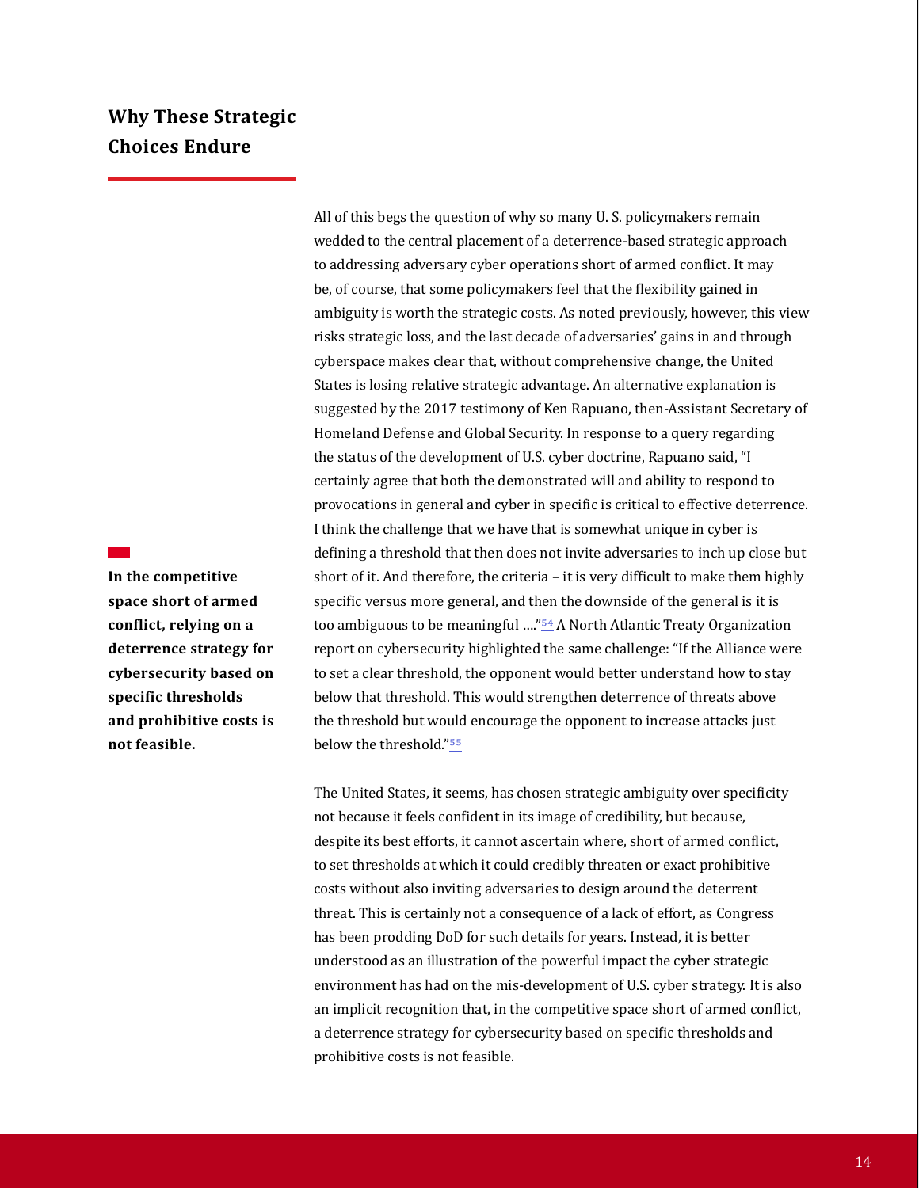## Why These Strategic Choices Endure

**In the competitive space short of armed conflict, relying on a deterrence strategy for cybersecurity based on specific thresholds and prohibitive costs is not feasible.**

All of this begs the question of why so many U. S. policymakers remain wedded to the central placement of a deterrence-based strategic approach to addressing adversary cyber operations short of armed conflict. It may be, of course, that some policymakers feel that the flexibility gained in ambiguity is worth the strategic costs. As noted previously, however, this view risks strategic loss, and the last decade of adversaries' gains in and through cyberspace makes clear that, without comprehensive change, the United States is losing relative strategic advantage. An alternative explanation is suggested by the 2017 testimony of Ken Rapuano, then-Assistant Secretary of Homeland Defense and Global Security. In response to a query regarding the status of the development of U.S. cyber doctrine, Rapuano said, "I certainly agree that both the demonstrated will and ability to respond to provocations in general and cyber in specific is critical to effective deterrence. I think the challenge that we have that is somewhat unique in cyber is defining a threshold that then does not invite adversaries to inch up close but short of it. And therefore, the criteria – it is very difficult to make them highly specific versus more general, and then the downside of the general is it is too ambiguous to be meaningful …."[54] A North Atlantic Treaty Organization report on cybersecurity highlighted the same challenge: "If the Alliance were to set a clear threshold, the opponent would better understand how to stay below that threshold. This would strengthen deterrence of threats above the threshold but would encourage the opponent to increase attacks just below the threshold."[55]

The United States, it seems, has chosen strategic ambiguity over specificity not because it feels confident in its image of credibility, but because, despite its best efforts, it cannot ascertain where, short of armed conflict, to set thresholds at which it could credibly threaten or exact prohibitive costs without also inviting adversaries to design around the deterrent threat. This is certainly not a consequence of a lack of effort, as Congress has been prodding DoD for such details for years. Instead, it is better understood as an illustration of the powerful impact the cyber strategic environment has had on the mis-development of U.S. cyber strategy. It is also an implicit recognition that, in the competitive space short of armed conflict, a deterrence strategy for cybersecurity based on specific thresholds and prohibitive costs is not feasible.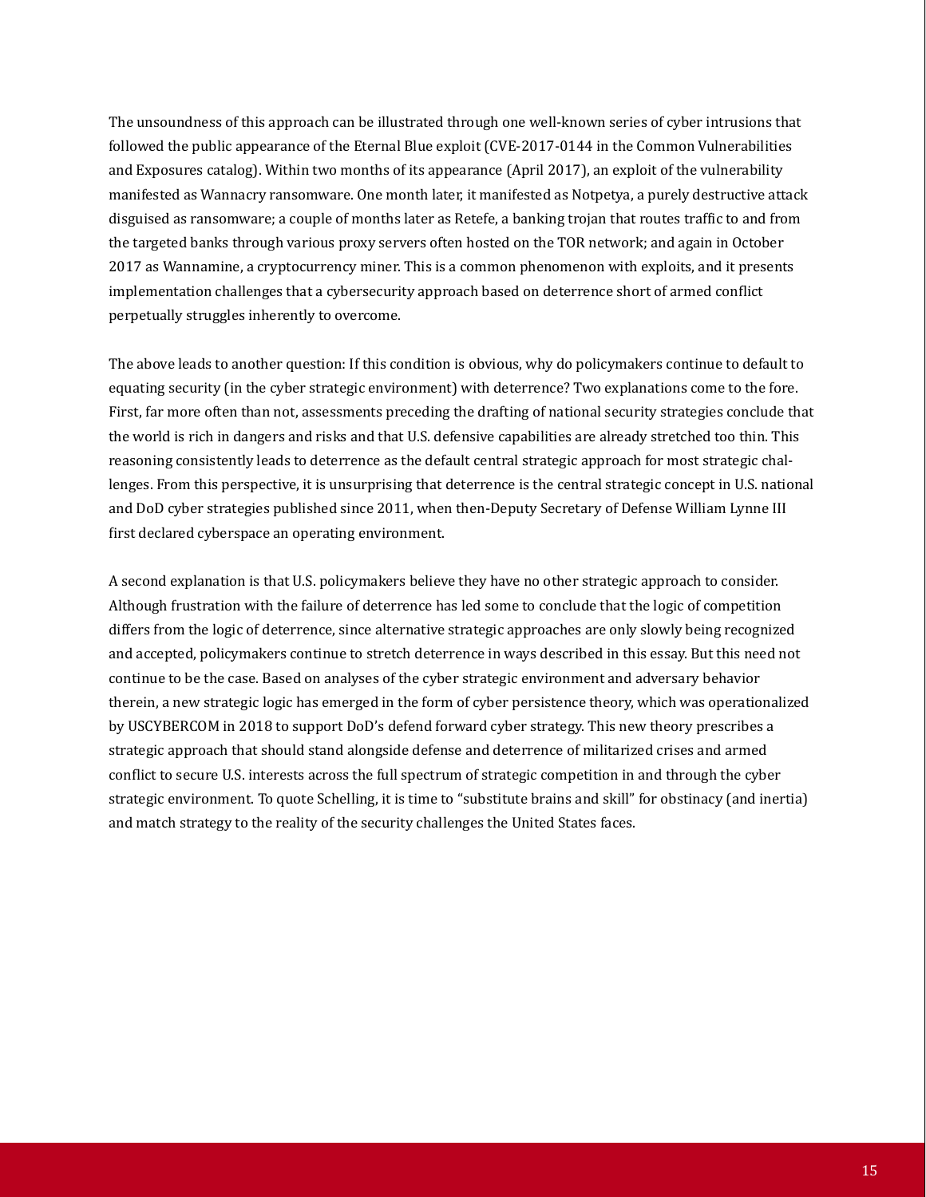The unsoundness of this approach can be illustrated through one well-known series of cyber intrusions that followed the public appearance of the Eternal Blue exploit (CVE-2017-0144 in the Common Vulnerabilities and Exposures catalog). Within two months of its appearance (April 2017), an exploit of the vulnerability manifested as Wannacry ransomware. One month later, it manifested as Notpetya, a purely destructive attack disguised as ransomware; a couple of months later as Retefe, a banking trojan that routes traffic to and from the targeted banks through various proxy servers often hosted on the TOR network; and again in October 2017 as Wannamine, a cryptocurrency miner. This is a common phenomenon with exploits, and it presents implementation challenges that a cybersecurity approach based on deterrence short of armed conflict perpetually struggles inherently to overcome.

The above leads to another question: If this condition is obvious, why do policymakers continue to default to equating security (in the cyber strategic environment) with deterrence? Two explanations come to the fore. First, far more often than not, assessments preceding the drafting of national security strategies conclude that the world is rich in dangers and risks and that U.S. defensive capabilities are already stretched too thin. This reasoning consistently leads to deterrence as the default central strategic approach for most strategic challenges. From this perspective, it is unsurprising that deterrence is the central strategic concept in U.S. national and DoD cyber strategies published since 2011, when then-Deputy Secretary of Defense William Lynne III first declared cyberspace an operating environment.

A second explanation is that U.S. policymakers believe they have no other strategic approach to consider. Although frustration with the failure of deterrence has led some to conclude that the logic of competition differs from the logic of deterrence, since alternative strategic approaches are only slowly being recognized and accepted, policymakers continue to stretch deterrence in ways described in this essay. But this need not continue to be the case. Based on analyses of the cyber strategic environment and adversary behavior therein, a new strategic logic has emerged in the form of cyber persistence theory, which was operationalized by USCYBERCOM in 2018 to support DoD's defend forward cyber strategy. This new theory prescribes a strategic approach that should stand alongside defense and deterrence of militarized crises and armed conflict to secure U.S. interests across the full spectrum of strategic competition in and through the cyber strategic environment. To quote Schelling, it is time to "substitute brains and skill" for obstinacy (and inertia) and match strategy to the reality of the security challenges the United States faces.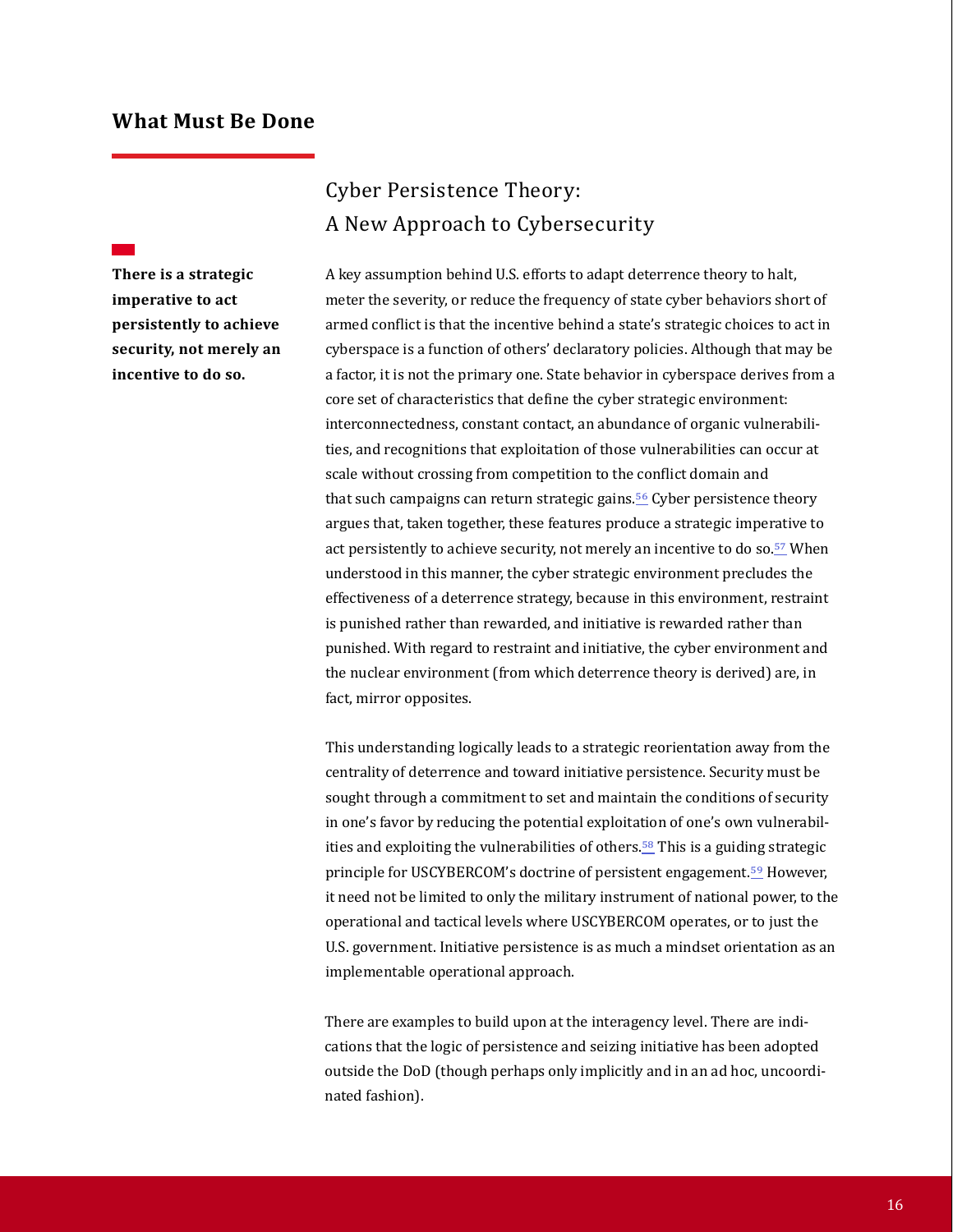## What Must Be Done

### Cyber Persistence Theory: A New Approach to Cybersecurity

**There is a strategic imperative to act persistently to achieve security, not merely an incentive to do so.**

A key assumption behind U.S. efforts to adapt deterrence theory to halt, meter the severity, or reduce the frequency of state cyber behaviors short of armed conflict is that the incentive behind a state's strategic choices to act in cyberspace is a function of others' declaratory policies. Although that may be a factor, it is not the primary one. State behavior in cyberspace derives from a core set of characteristics that define the cyber strategic environment: interconnectedness, constant contact, an abundance of organic vulnerabilities, and recognitions that exploitation of those vulnerabilities can occur at scale without crossing from competition to the conflict domain and that such campaigns can return strategic gains.[56] Cyber persistence theory argues that, taken together, these features produce a strategic imperative to act persistently to achieve security, not merely an incentive to do so.[57] When understood in this manner, the cyber strategic environment precludes the effectiveness of a deterrence strategy, because in this environment, restraint is punished rather than rewarded, and initiative is rewarded rather than punished. With regard to restraint and initiative, the cyber environment and the nuclear environment (from which deterrence theory is derived) are, in fact, mirror opposites.

This understanding logically leads to a strategic reorientation away from the centrality of deterrence and toward initiative persistence. Security must be sought through a commitment to set and maintain the conditions of security in one's favor by reducing the potential exploitation of one's own vulnerabilities and exploiting the vulnerabilities of others.[58] This is a guiding strategic principle for USCYBERCOM's doctrine of persistent engagement.[59] However, it need not be limited to only the military instrument of national power, to the operational and tactical levels where USCYBERCOM operates, or to just the U.S. government. Initiative persistence is as much a mindset orientation as an implementable operational approach.

There are examples to build upon at the interagency level. There are indications that the logic of persistence and seizing initiative has been adopted outside the DoD (though perhaps only implicitly and in an ad hoc, uncoordinated fashion).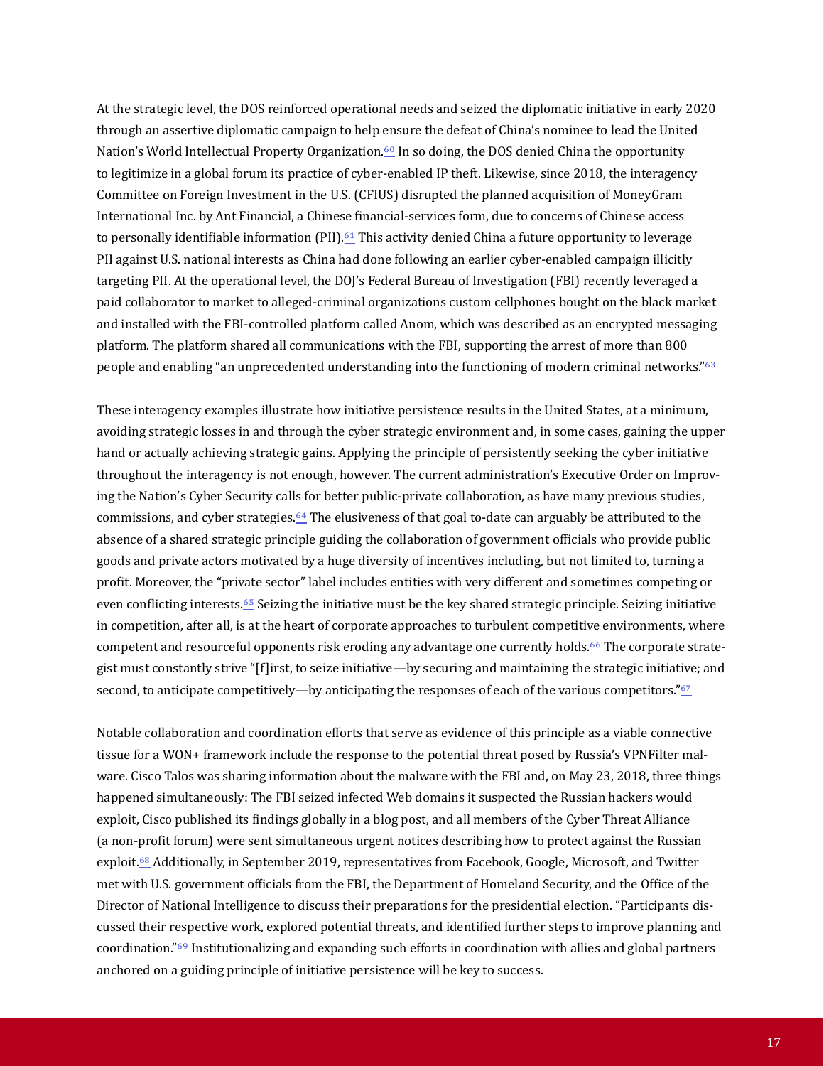At the strategic level, the DOS reinforced operational needs and seized the diplomatic initiative in early 2020 through an assertive diplomatic campaign to help ensure the defeat of China's nominee to lead the United Nation's World Intellectual Property Organization.[60] In so doing, the DOS denied China the opportunity to legitimize in a global forum its practice of cyber-enabled IP theft. Likewise, since 2018, the interagency Committee on Foreign Investment in the U.S. (CFIUS) disrupted the planned acquisition of MoneyGram International Inc. by Ant Financial, a Chinese financial-services form, due to concerns of Chinese access to personally identifiable information (PII).[61] This activity denied China a future opportunity to leverage PII against U.S. national interests as China had done following an earlier cyber-enabled campaign illicitly targeting PII. At the operational level, the DOJ's Federal Bureau of Investigation (FBI) recently leveraged a paid collaborator to market to alleged-criminal organizations custom cellphones bought on the black market and installed with the FBI-controlled platform called Anom, which was described as an encrypted messaging platform. The platform shared all communications with the FBI, supporting the arrest of more than 800 people and enabling "an unprecedented understanding into the functioning of modern criminal networks."[63]

These interagency examples illustrate how initiative persistence results in the United States, at a minimum, avoiding strategic losses in and through the cyber strategic environment and, in some cases, gaining the upper hand or actually achieving strategic gains. Applying the principle of persistently seeking the cyber initiative throughout the interagency is not enough, however. The current administration's Executive Order on Improving the Nation's Cyber Security calls for better public-private collaboration, as have many previous studies, commissions, and cyber strategies.[64] The elusiveness of that goal to-date can arguably be attributed to the absence of a shared strategic principle guiding the collaboration of government officials who provide public goods and private actors motivated by a huge diversity of incentives including, but not limited to, turning a profit. Moreover, the "private sector" label includes entities with very different and sometimes competing or even conflicting interests.[65] Seizing the initiative must be the key shared strategic principle. Seizing initiative in competition, after all, is at the heart of corporate approaches to turbulent competitive environments, where competent and resourceful opponents risk eroding any advantage one currently holds.[66] The corporate strategist must constantly strive "[f]irst, to seize initiative—by securing and maintaining the strategic initiative; and second, to anticipate competitively—by anticipating the responses of each of the various competitors."[67]

Notable collaboration and coordination efforts that serve as evidence of this principle as a viable connective tissue for a WON+ framework include the response to the potential threat posed by Russia's VPNFilter malware. Cisco Talos was sharing information about the malware with the FBI and, on May 23, 2018, three things happened simultaneously: The FBI seized infected Web domains it suspected the Russian hackers would exploit, Cisco published its findings globally in a blog post, and all members of the Cyber Threat Alliance (a non-profit forum) were sent simultaneous urgent notices describing how to protect against the Russian exploit.[68] Additionally, in September 2019, representatives from Facebook, Google, Microsoft, and Twitter met with U.S. government officials from the FBI, the Department of Homeland Security, and the Office of the Director of National Intelligence to discuss their preparations for the presidential election. "Participants discussed their respective work, explored potential threats, and identified further steps to improve planning and coordination."[69] Institutionalizing and expanding such efforts in coordination with allies and global partners anchored on a guiding principle of initiative persistence will be key to success.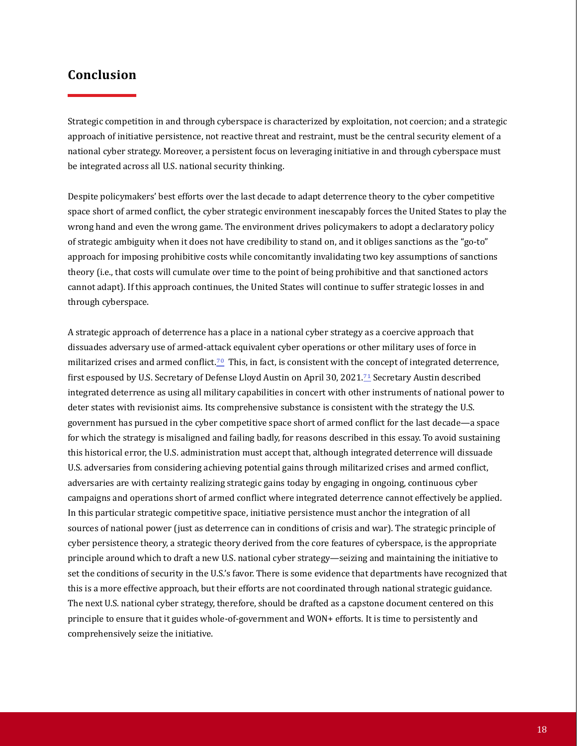## Conclusion

Strategic competition in and through cyberspace is characterized by exploitation, not coercion; and a strategic approach of initiative persistence, not reactive threat and restraint, must be the central security element of a national cyber strategy. Moreover, a persistent focus on leveraging initiative in and through cyberspace must be integrated across all U.S. national security thinking.

Despite policymakers' best efforts over the last decade to adapt deterrence theory to the cyber competitive space short of armed conflict, the cyber strategic environment inescapably forces the United States to play the wrong hand and even the wrong game. The environment drives policymakers to adopt a declaratory policy of strategic ambiguity when it does not have credibility to stand on, and it obliges sanctions as the "go-to" approach for imposing prohibitive costs while concomitantly invalidating two key assumptions of sanctions theory (i.e., that costs will cumulate over time to the point of being prohibitive and that sanctioned actors cannot adapt). If this approach continues, the United States will continue to suffer strategic losses in and through cyberspace.

A strategic approach of deterrence has a place in a national cyber strategy as a coercive approach that dissuades adversary use of armed-attack equivalent cyber operations or other military uses of force in militarized crises and armed conflict.[70] This, in fact, is consistent with the concept of integrated deterrence, first espoused by U.S. Secretary of Defense Lloyd Austin on April 30, 2021.[71] Secretary Austin described integrated deterrence as using all military capabilities in concert with other instruments of national power to deter states with revisionist aims. Its comprehensive substance is consistent with the strategy the U.S. government has pursued in the cyber competitive space short of armed conflict for the last decade—a space for which the strategy is misaligned and failing badly, for reasons described in this essay. To avoid sustaining this historical error, the U.S. administration must accept that, although integrated deterrence will dissuade U.S. adversaries from considering achieving potential gains through militarized crises and armed conflict, adversaries are with certainty realizing strategic gains today by engaging in ongoing, continuous cyber campaigns and operations short of armed conflict where integrated deterrence cannot effectively be applied. In this particular strategic competitive space, initiative persistence must anchor the integration of all sources of national power (just as deterrence can in conditions of crisis and war). The strategic principle of cyber persistence theory, a strategic theory derived from the core features of cyberspace, is the appropriate principle around which to draft a new U.S. national cyber strategy—seizing and maintaining the initiative to set the conditions of security in the U.S.'s favor. There is some evidence that departments have recognized that this is a more effective approach, but their efforts are not coordinated through national strategic guidance. The next U.S. national cyber strategy, therefore, should be drafted as a capstone document centered on this principle to ensure that it guides whole-of-government and WON+ efforts. It is time to persistently and comprehensively seize the initiative.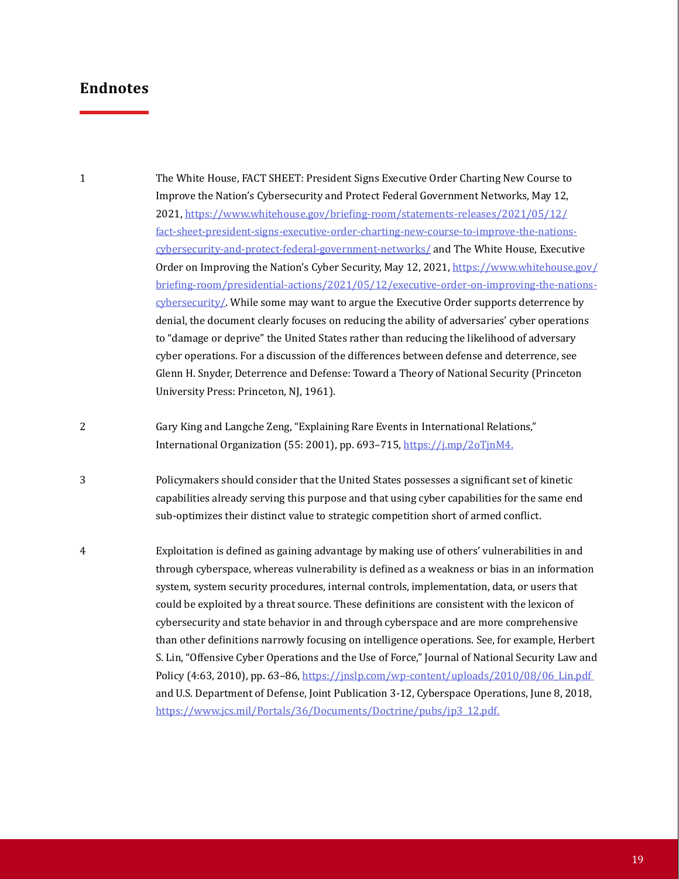## Endnotes

1 The White House, FACT SHEET: President Signs Executive Order Charting New Course to Improve the Nation's Cybersecurity and Protect Federal Government Networks, May 12, 2021, https://www.whitehouse.gov/briefing-room/statements-releases/2021/05/12/fact-sheet-president-signs-executive-order-charting-new-course-to-improve-the-nations-cybersecurity-and-protect-federal-government-networks/ and The White House, Executive Order on Improving the Nation's Cyber Security, May 12, 2021, https://www.whitehouse.gov/briefing-room/presidential-actions/2021/05/12/executive-order-on-improving-the-nations-cybersecurity/. While some may want to argue the Executive Order supports deterrence by denial, the document clearly focuses on reducing the ability of adversaries' cyber operations to "damage or deprive" the United States rather than reducing the likelihood of adversary cyber operations. For a discussion of the differences between defense and deterrence, see Glenn H. Snyder, Deterrence and Defense: Toward a Theory of National Security (Princeton University Press: Princeton, NJ, 1961).

2 Gary King and Langche Zeng, "Explaining Rare Events in International Relations," International Organization (55: 2001), pp. 693–715, https://j.mp/2oTjnM4.

3 Policymakers should consider that the United States possesses a significant set of kinetic capabilities already serving this purpose and that using cyber capabilities for the same end sub-optimizes their distinct value to strategic competition short of armed conflict.

4 Exploitation is defined as gaining advantage by making use of others' vulnerabilities in and through cyberspace, whereas vulnerability is defined as a weakness or bias in an information system, system security procedures, internal controls, implementation, data, or users that could be exploited by a threat source. These definitions are consistent with the lexicon of cybersecurity and state behavior in and through cyberspace and are more comprehensive than other definitions narrowly focusing on intelligence operations. See, for example, Herbert S. Lin, "Offensive Cyber Operations and the Use of Force," Journal of National Security Law and Policy (4:63, 2010), pp. 63–86, https://jnslp.com/wp-content/uploads/2010/08/06_Lin.pdf and U.S. Department of Defense, Joint Publication 3-12, Cyberspace Operations, June 8, 2018, https://www.jcs.mil/Portals/36/Documents/Doctrine/pubs/jp3_12.pdf.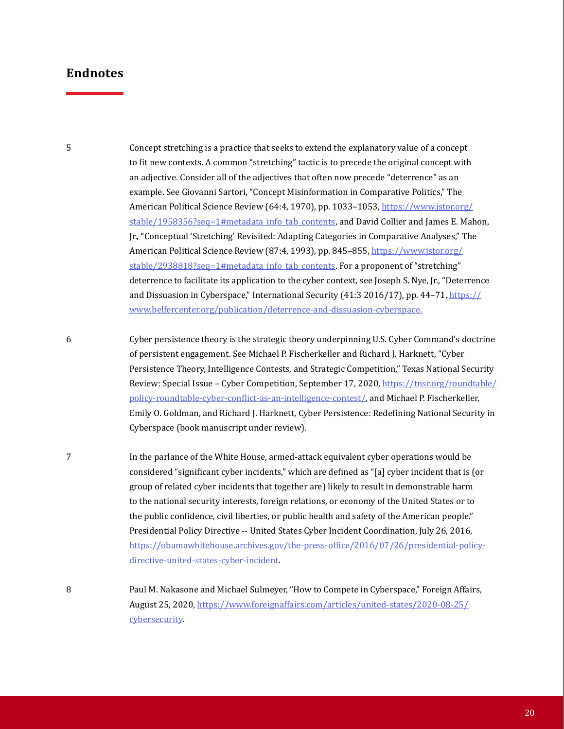## Endnotes

5 Concept stretching is a practice that seeks to extend the explanatory value of a concept to fit new contexts. A common “stretching” tactic is to precede the original concept with an adjective. Consider all of the adjectives that often now precede “deterrence” as an example. See Giovanni Sartori, “Concept Misinformation in Comparative Politics,” The American Political Science Review (64:4, 1970), pp. 1033–1053, https://www.jstor.org/stable/1958356?seq=1#metadata_info_tab_contents, and David Collier and James E. Mahon, Jr., “Conceptual ‘Stretching’ Revisited: Adapting Categories in Comparative Analyses,” The American Political Science Review (87:4, 1993), pp. 845–855, https://www.jstor.org/stable/2938818?seq=1#metadata_info_tab_contents. For a proponent of “stretching” deterrence to facilitate its application to the cyber context, see Joseph S. Nye, Jr., “Deterrence and Dissuasion in Cyberspace,” International Security (41:3 2016/17), pp. 44–71, https://www.belfercenter.org/publication/deterrence-and-dissuasion-cyberspace.

6 Cyber persistence theory is the strategic theory underpinning U.S. Cyber Command’s doctrine of persistent engagement. See Michael P. Fischerkeller and Richard J. Harknett, “Cyber Persistence Theory, Intelligence Contests, and Strategic Competition,” Texas National Security Review: Special Issue – Cyber Competition, September 17, 2020, https://tnsr.org/roundtable/policy-roundtable-cyber-conflict-as-an-intelligence-contest/, and Michael P. Fischerkeller, Emily O. Goldman, and Richard J. Harknett, Cyber Persistence: Redefining National Security in Cyberspace (book manuscript under review).

7 In the parlance of the White House, armed-attack equivalent cyber operations would be considered “significant cyber incidents,” which are defined as “[a] cyber incident that is (or group of related cyber incidents that together are) likely to result in demonstrable harm to the national security interests, foreign relations, or economy of the United States or to the public confidence, civil liberties, or public health and safety of the American people.” Presidential Policy Directive -- United States Cyber Incident Coordination, July 26, 2016, https://obamawhitehouse.archives.gov/the-press-office/2016/07/26/presidential-policy-directive-united-states-cyber-incident.

8 Paul M. Nakasone and Michael Sulmeyer, “How to Compete in Cyberspace,” Foreign Affairs, August 25, 2020, https://www.foreignaffairs.com/articles/united-states/2020-08-25/cybersecurity.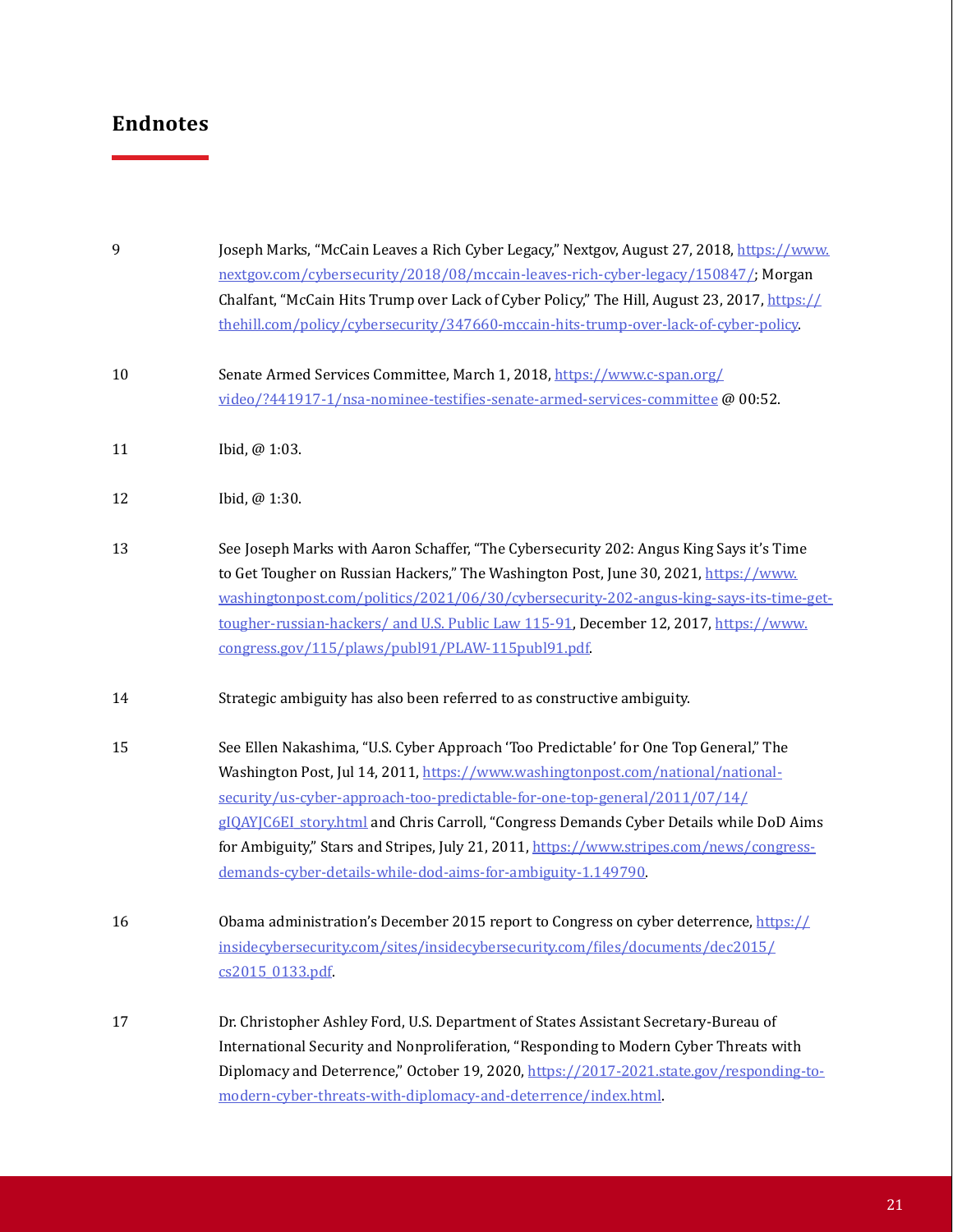## Endnotes

9 Joseph Marks, "McCain Leaves a Rich Cyber Legacy," Nextgov, August 27, 2018, https://www.nextgov.com/cybersecurity/2018/08/mccain-leaves-rich-cyber-legacy/150847/; Morgan Chalfant, "McCain Hits Trump over Lack of Cyber Policy," The Hill, August 23, 2017, https://thehill.com/policy/cybersecurity/347660-mccain-hits-trump-over-lack-of-cyber-policy.

10 Senate Armed Services Committee, March 1, 2018, https://www.c-span.org/video/?441917-1/nsa-nominee-testifies-senate-armed-services-committee @ 00:52.

11 Ibid, @ 1:03.

12 Ibid, @ 1:30.

13 See Joseph Marks with Aaron Schaffer, "The Cybersecurity 202: Angus King Says it's Time to Get Tougher on Russian Hackers," The Washington Post, June 30, 2021, https://www.washingtonpost.com/politics/2021/06/30/cybersecurity-202-angus-king-says-its-time-get-tougher-russian-hackers/ and U.S. Public Law 115-91, December 12, 2017, https://www.congress.gov/115/plaws/publ91/PLAW-115publ91.pdf.

14 Strategic ambiguity has also been referred to as constructive ambiguity.

15 See Ellen Nakashima, "U.S. Cyber Approach 'Too Predictable' for One Top General," The Washington Post, Jul 14, 2011, https://www.washingtonpost.com/national/national-security/us-cyber-approach-too-predictable-for-one-top-general/2011/07/14/gIQAYJC6EI_story.html and Chris Carroll, "Congress Demands Cyber Details while DoD Aims for Ambiguity," Stars and Stripes, July 21, 2011, https://www.stripes.com/news/congress-demands-cyber-details-while-dod-aims-for-ambiguity-1.149790.

16 Obama administration's December 2015 report to Congress on cyber deterrence, https://insidecybersecurity.com/sites/insidecybersecurity.com/files/documents/dec2015/cs2015_0133.pdf.

17 Dr. Christopher Ashley Ford, U.S. Department of States Assistant Secretary-Bureau of International Security and Nonproliferation, "Responding to Modern Cyber Threats with Diplomacy and Deterrence," October 19, 2020, https://2017-2021.state.gov/responding-to-modern-cyber-threats-with-diplomacy-and-deterrence/index.html.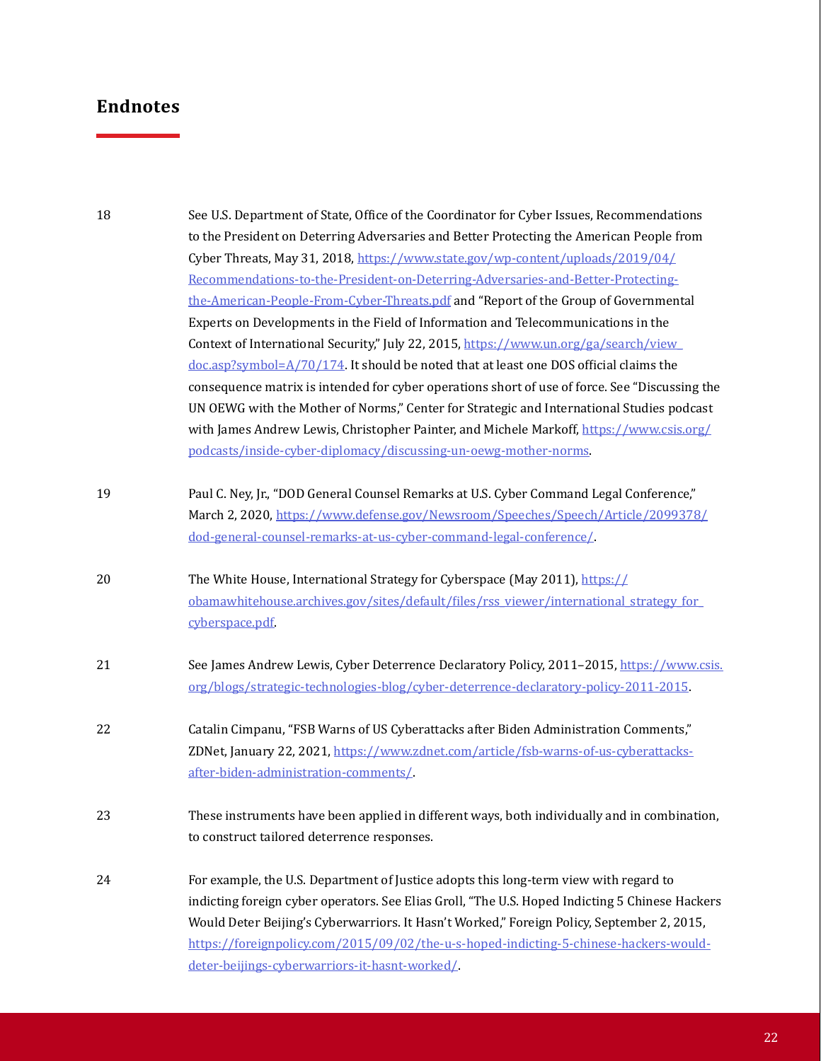## Endnotes

18 See U.S. Department of State, Office of the Coordinator for Cyber Issues, Recommendations to the President on Deterring Adversaries and Better Protecting the American People from Cyber Threats, May 31, 2018, https://www.state.gov/wp-content/uploads/2019/04/Recommendations-to-the-President-on-Deterring-Adversaries-and-Better-Protecting-the-American-People-From-Cyber-Threats.pdf and "Report of the Group of Governmental Experts on Developments in the Field of Information and Telecommunications in the Context of International Security," July 22, 2015, https://www.un.org/ga/search/view_doc.asp?symbol=A/70/174. It should be noted that at least one DOS official claims the consequence matrix is intended for cyber operations short of use of force. See "Discussing the UN OEWG with the Mother of Norms," Center for Strategic and International Studies podcast with James Andrew Lewis, Christopher Painter, and Michele Markoff, https://www.csis.org/podcasts/inside-cyber-diplomacy/discussing-un-oewg-mother-norms.

19 Paul C. Ney, Jr., "DOD General Counsel Remarks at U.S. Cyber Command Legal Conference," March 2, 2020, https://www.defense.gov/Newsroom/Speeches/Speech/Article/2099378/dod-general-counsel-remarks-at-us-cyber-command-legal-conference/.

20 The White House, International Strategy for Cyberspace (May 2011), https://obamawhitehouse.archives.gov/sites/default/files/rss_viewer/international_strategy_for_cyberspace.pdf.

21 See James Andrew Lewis, Cyber Deterrence Declaratory Policy, 2011–2015, https://www.csis.org/blogs/strategic-technologies-blog/cyber-deterrence-declaratory-policy-2011-2015.

22 Catalin Cimpanu, "FSB Warns of US Cyberattacks after Biden Administration Comments," ZDNet, January 22, 2021, https://www.zdnet.com/article/fsb-warns-of-us-cyberattacks-after-biden-administration-comments/.

23 These instruments have been applied in different ways, both individually and in combination, to construct tailored deterrence responses.

24 For example, the U.S. Department of Justice adopts this long-term view with regard to indicting foreign cyber operators. See Elias Groll, "The U.S. Hoped Indicting 5 Chinese Hackers Would Deter Beijing's Cyberwarriors. It Hasn't Worked," Foreign Policy, September 2, 2015, https://foreignpolicy.com/2015/09/02/the-u-s-hoped-indicting-5-chinese-hackers-would-deter-beijings-cyberwarriors-it-hasnt-worked/.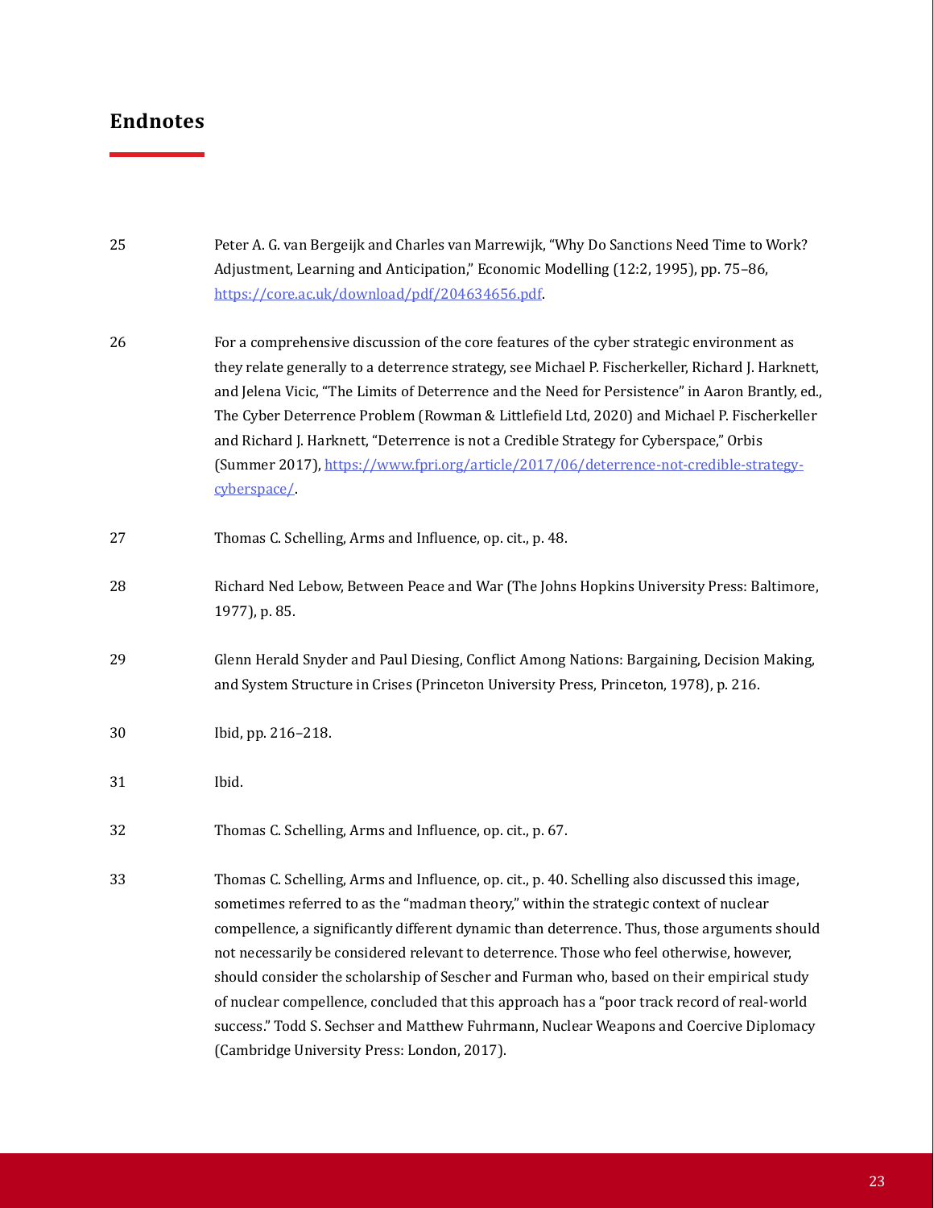## Endnotes

25 Peter A. G. van Bergeijk and Charles van Marrewijk, “Why Do Sanctions Need Time to Work? Adjustment, Learning and Anticipation,” Economic Modelling (12:2, 1995), pp. 75–86, https://core.ac.uk/download/pdf/204634656.pdf.

26 For a comprehensive discussion of the core features of the cyber strategic environment as they relate generally to a deterrence strategy, see Michael P. Fischerkeller, Richard J. Harknett, and Jelena Vicic, “The Limits of Deterrence and the Need for Persistence” in Aaron Brantly, ed., The Cyber Deterrence Problem (Rowman & Littlefield Ltd, 2020) and Michael P. Fischerkeller and Richard J. Harknett, “Deterrence is not a Credible Strategy for Cyberspace,” Orbis (Summer 2017), https://www.fpri.org/article/2017/06/deterrence-not-credible-strategy-cyberspace/.

27 Thomas C. Schelling, Arms and Influence, op. cit., p. 48.

28 Richard Ned Lebow, Between Peace and War (The Johns Hopkins University Press: Baltimore, 1977), p. 85.

29 Glenn Herald Snyder and Paul Diesing, Conflict Among Nations: Bargaining, Decision Making, and System Structure in Crises (Princeton University Press, Princeton, 1978), p. 216.

30 Ibid, pp. 216–218.

31 Ibid.

32 Thomas C. Schelling, Arms and Influence, op. cit., p. 67.

33 Thomas C. Schelling, Arms and Influence, op. cit., p. 40. Schelling also discussed this image, sometimes referred to as the “madman theory,” within the strategic context of nuclear compellence, a significantly different dynamic than deterrence. Thus, those arguments should not necessarily be considered relevant to deterrence. Those who feel otherwise, however, should consider the scholarship of Sescher and Furman who, based on their empirical study of nuclear compellence, concluded that this approach has a “poor track record of real-world success.” Todd S. Sechser and Matthew Fuhrmann, Nuclear Weapons and Coercive Diplomacy (Cambridge University Press: London, 2017).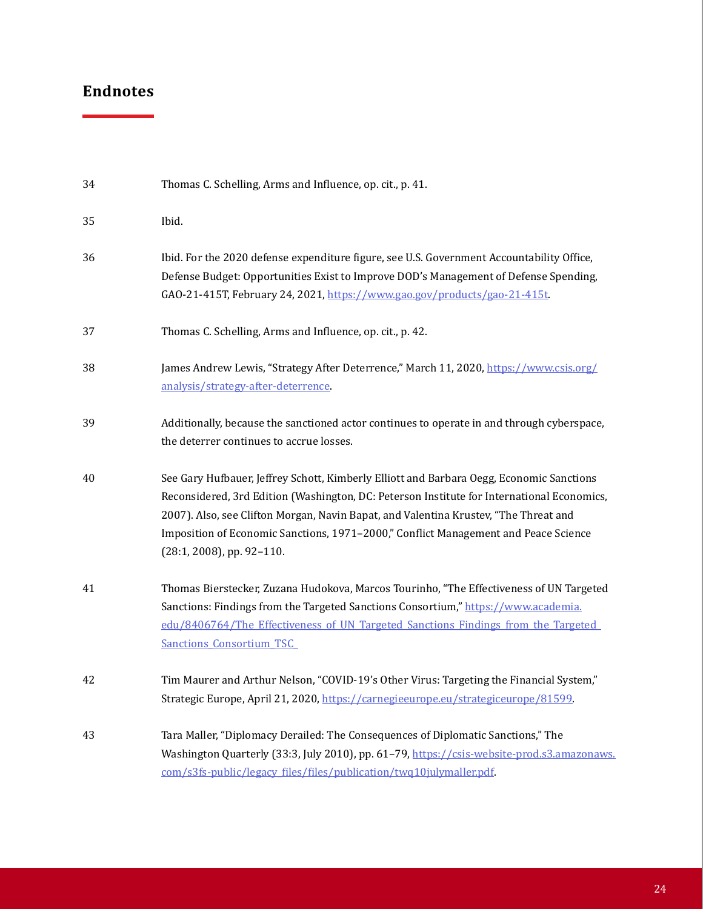## Endnotes

34 Thomas C. Schelling, Arms and Influence, op. cit., p. 41.

35 Ibid.

36 Ibid. For the 2020 defense expenditure figure, see U.S. Government Accountability Office, Defense Budget: Opportunities Exist to Improve DOD's Management of Defense Spending, GAO-21-415T, February 24, 2021, https://www.gao.gov/products/gao-21-415t.

37 Thomas C. Schelling, Arms and Influence, op. cit., p. 42.

38 James Andrew Lewis, "Strategy After Deterrence," March 11, 2020, https://www.csis.org/analysis/strategy-after-deterrence.

39 Additionally, because the sanctioned actor continues to operate in and through cyberspace, the deterrer continues to accrue losses.

40 See Gary Hufbauer, Jeffrey Schott, Kimberly Elliott and Barbara Oegg, Economic Sanctions Reconsidered, 3rd Edition (Washington, DC: Peterson Institute for International Economics, 2007). Also, see Clifton Morgan, Navin Bapat, and Valentina Krustev, "The Threat and Imposition of Economic Sanctions, 1971–2000," Conflict Management and Peace Science (28:1, 2008), pp. 92–110.

41 Thomas Bierstecker, Zuzana Hudokova, Marcos Tourinho, "The Effectiveness of UN Targeted Sanctions: Findings from the Targeted Sanctions Consortium," https://www.academia.edu/8406764/The_Effectiveness_of_UN_Targeted_Sanctions_Findings_from_the_Targeted_Sanctions_Consortium_TSC_

42 Tim Maurer and Arthur Nelson, "COVID-19's Other Virus: Targeting the Financial System," Strategic Europe, April 21, 2020, https://carnegieeurope.eu/strategiceurope/81599.

43 Tara Maller, "Diplomacy Derailed: The Consequences of Diplomatic Sanctions," The Washington Quarterly (33:3, July 2010), pp. 61–79, https://csis-website-prod.s3.amazonaws.com/s3fs-public/legacy_files/files/publication/twq10julymaller.pdf.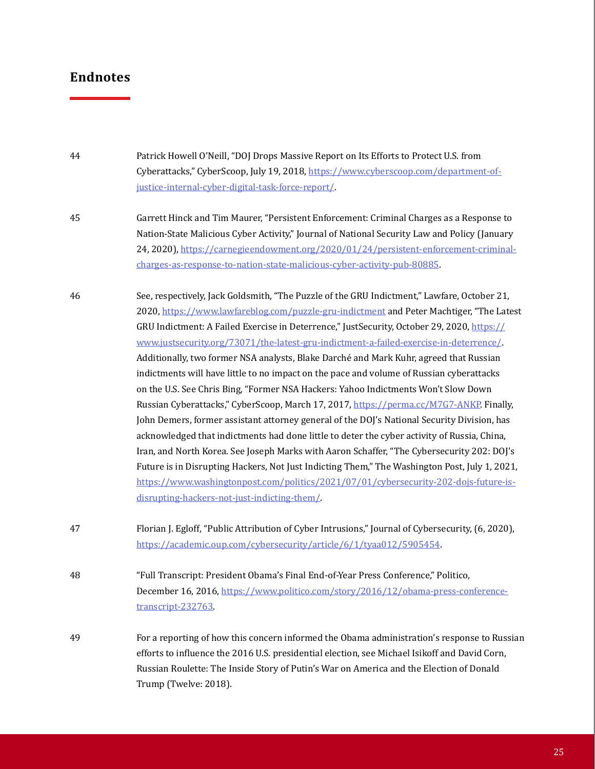## Endnotes

44 Patrick Howell O'Neill, "DOJ Drops Massive Report on Its Efforts to Protect U.S. from Cyberattacks," CyberScoop, July 19, 2018, https://www.cyberscoop.com/department-of-justice-internal-cyber-digital-task-force-report/.

45 Garrett Hinck and Tim Maurer, "Persistent Enforcement: Criminal Charges as a Response to Nation-State Malicious Cyber Activity," Journal of National Security Law and Policy (January 24, 2020), https://carnegieendowment.org/2020/01/24/persistent-enforcement-criminal-charges-as-response-to-nation-state-malicious-cyber-activity-pub-80885.

46 See, respectively, Jack Goldsmith, "The Puzzle of the GRU Indictment," Lawfare, October 21, 2020, https://www.lawfareblog.com/puzzle-gru-indictment and Peter Machtiger, "The Latest GRU Indictment: A Failed Exercise in Deterrence," JustSecurity, October 29, 2020, https://www.justsecurity.org/73071/the-latest-gru-indictment-a-failed-exercise-in-deterrence/. Additionally, two former NSA analysts, Blake Darché and Mark Kuhr, agreed that Russian indictments will have little to no impact on the pace and volume of Russian cyberattacks on the U.S. See Chris Bing, "Former NSA Hackers: Yahoo Indictments Won't Slow Down Russian Cyberattacks," CyberScoop, March 17, 2017, https://perma.cc/M7G7-ANKP. Finally, John Demers, former assistant attorney general of the DOJ's National Security Division, has acknowledged that indictments had done little to deter the cyber activity of Russia, China, Iran, and North Korea. See Joseph Marks with Aaron Schaffer, "The Cybersecurity 202: DOJ's Future is in Disrupting Hackers, Not Just Indicting Them," The Washington Post, July 1, 2021, https://www.washingtonpost.com/politics/2021/07/01/cybersecurity-202-dojs-future-is-disrupting-hackers-not-just-indicting-them/.

47 Florian J. Egloff, "Public Attribution of Cyber Intrusions," Journal of Cybersecurity, (6, 2020), https://academic.oup.com/cybersecurity/article/6/1/tyaa012/5905454.

48 "Full Transcript: President Obama's Final End-of-Year Press Conference," Politico, December 16, 2016, https://www.politico.com/story/2016/12/obama-press-conference-transcript-232763.

49 For a reporting of how this concern informed the Obama administration's response to Russian efforts to influence the 2016 U.S. presidential election, see Michael Isikoff and David Corn, Russian Roulette: The Inside Story of Putin's War on America and the Election of Donald Trump (Twelve: 2018).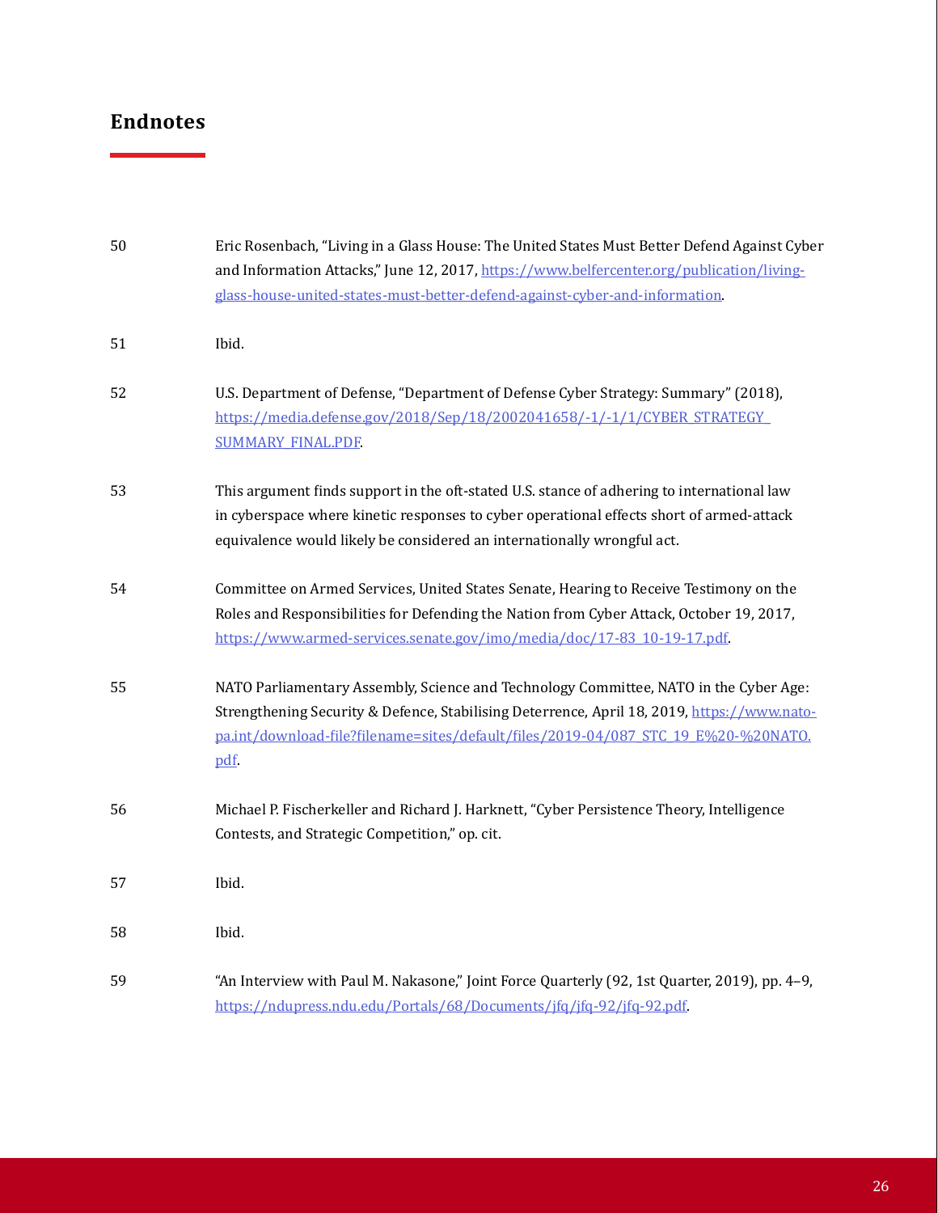## Endnotes

50 Eric Rosenbach, "Living in a Glass House: The United States Must Better Defend Against Cyber and Information Attacks," June 12, 2017, https://www.belfercenter.org/publication/living-glass-house-united-states-must-better-defend-against-cyber-and-information.

51 Ibid.

52 U.S. Department of Defense, "Department of Defense Cyber Strategy: Summary" (2018), https://media.defense.gov/2018/Sep/18/2002041658/-1/-1/1/CYBER_STRATEGY_SUMMARY_FINAL.PDF.

53 This argument finds support in the oft-stated U.S. stance of adhering to international law in cyberspace where kinetic responses to cyber operational effects short of armed-attack equivalence would likely be considered an internationally wrongful act.

54 Committee on Armed Services, United States Senate, Hearing to Receive Testimony on the Roles and Responsibilities for Defending the Nation from Cyber Attack, October 19, 2017, https://www.armed-services.senate.gov/imo/media/doc/17-83_10-19-17.pdf.

55 NATO Parliamentary Assembly, Science and Technology Committee, NATO in the Cyber Age: Strengthening Security & Defence, Stabilising Deterrence, April 18, 2019, https://www.nato-pa.int/download-file?filename=sites/default/files/2019-04/087_STC_19_E%20-%20NATO.pdf.

56 Michael P. Fischerkeller and Richard J. Harknett, "Cyber Persistence Theory, Intelligence Contests, and Strategic Competition," op. cit.

57 Ibid.

58 Ibid.

59 "An Interview with Paul M. Nakasone," Joint Force Quarterly (92, 1st Quarter, 2019), pp. 4–9, https://ndupress.ndu.edu/Portals/68/Documents/jfq/jfq-92/jfq-92.pdf.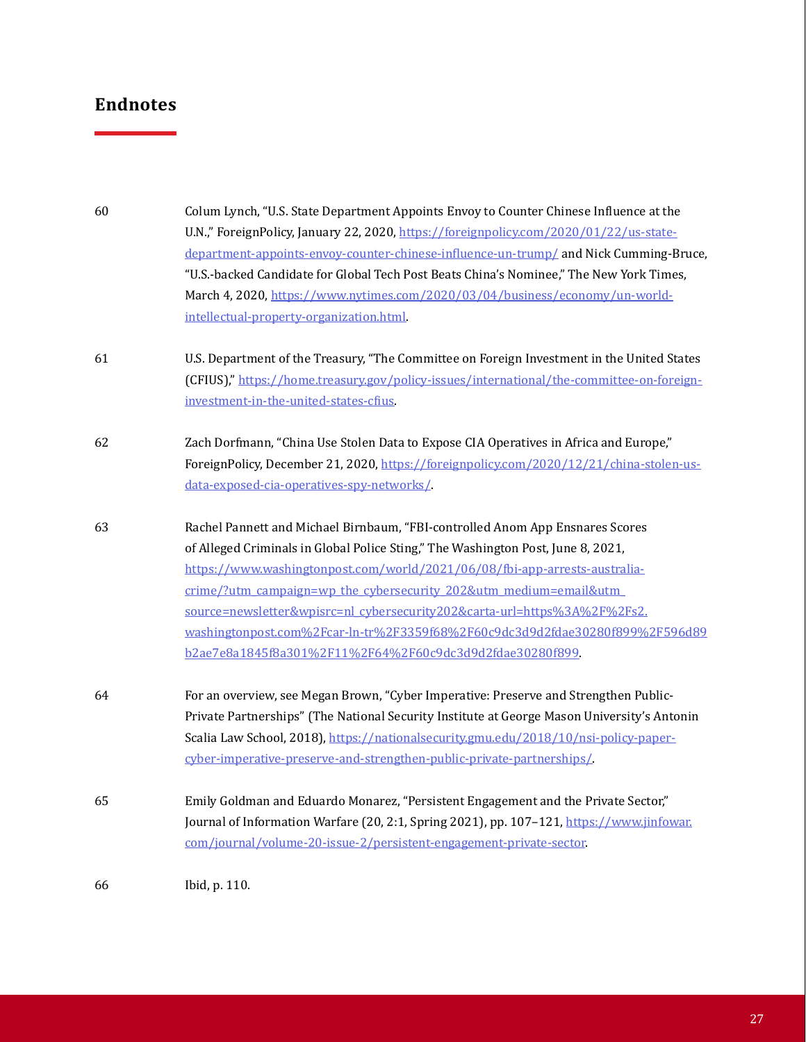## Endnotes

60 Colum Lynch, "U.S. State Department Appoints Envoy to Counter Chinese Influence at the U.N.," ForeignPolicy, January 22, 2020, https://foreignpolicy.com/2020/01/22/us-state-department-appoints-envoy-counter-chinese-influence-un-trump/ and Nick Cumming-Bruce, "U.S.-backed Candidate for Global Tech Post Beats China's Nominee," The New York Times, March 4, 2020, https://www.nytimes.com/2020/03/04/business/economy/un-world-intellectual-property-organization.html.

61 U.S. Department of the Treasury, "The Committee on Foreign Investment in the United States (CFIUS)," https://home.treasury.gov/policy-issues/international/the-committee-on-foreign-investment-in-the-united-states-cfius.

62 Zach Dorfmann, "China Use Stolen Data to Expose CIA Operatives in Africa and Europe," ForeignPolicy, December 21, 2020, https://foreignpolicy.com/2020/12/21/china-stolen-us-data-exposed-cia-operatives-spy-networks/.

63 Rachel Pannett and Michael Birnbaum, "FBI-controlled Anom App Ensnares Scores of Alleged Criminals in Global Police Sting," The Washington Post, June 8, 2021, https://www.washingtonpost.com/world/2021/06/08/fbi-app-arrests-australia-crime/?utm_campaign=wp_the_cybersecurity_202&utm_medium=email&utm_source=newsletter&wpisrc=nl_cybersecurity202&carta-url=https%3A%2F%2Fs2.washingtonpost.com%2Fcar-ln-tr%2F3359f68%2F60c9dc3d9d2fdae30280f899%2F596d89b2ae7e8a1845f8a301%2F11%2F64%2F60c9dc3d9d2fdae30280f899.

64 For an overview, see Megan Brown, "Cyber Imperative: Preserve and Strengthen Public-Private Partnerships" (The National Security Institute at George Mason University's Antonin Scalia Law School, 2018), https://nationalsecurity.gmu.edu/2018/10/nsi-policy-paper-cyber-imperative-preserve-and-strengthen-public-private-partnerships/.

65 Emily Goldman and Eduardo Monarez, "Persistent Engagement and the Private Sector," Journal of Information Warfare (20, 2:1, Spring 2021), pp. 107–121, https://www.jinfowar.com/journal/volume-20-issue-2/persistent-engagement-private-sector.

66 Ibid, p. 110.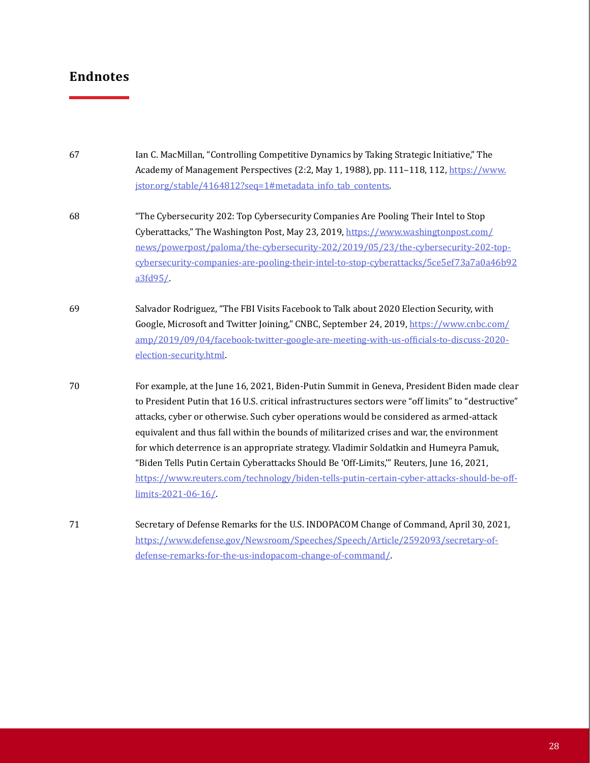## Endnotes

67 Ian C. MacMillan, "Controlling Competitive Dynamics by Taking Strategic Initiative," The Academy of Management Perspectives (2:2, May 1, 1988), pp. 111–118, 112, https://www.jstor.org/stable/4164812?seq=1#metadata_info_tab_contents.

68 "The Cybersecurity 202: Top Cybersecurity Companies Are Pooling Their Intel to Stop Cyberattacks," The Washington Post, May 23, 2019, https://www.washingtonpost.com/news/powerpost/paloma/the-cybersecurity-202/2019/05/23/the-cybersecurity-202-top-cybersecurity-companies-are-pooling-their-intel-to-stop-cyberattacks/5ce5ef73a7a0a46b92a3fd95/.

69 Salvador Rodriguez, "The FBI Visits Facebook to Talk about 2020 Election Security, with Google, Microsoft and Twitter Joining," CNBC, September 24, 2019, https://www.cnbc.com/amp/2019/09/04/facebook-twitter-google-are-meeting-with-us-officials-to-discuss-2020-election-security.html.

70 For example, at the June 16, 2021, Biden-Putin Summit in Geneva, President Biden made clear to President Putin that 16 U.S. critical infrastructures sectors were "off limits" to "destructive" attacks, cyber or otherwise. Such cyber operations would be considered as armed-attack equivalent and thus fall within the bounds of militarized crises and war, the environment for which deterrence is an appropriate strategy. Vladimir Soldatkin and Humeyra Pamuk, "Biden Tells Putin Certain Cyberattacks Should Be 'Off-Limits,'" Reuters, June 16, 2021, https://www.reuters.com/technology/biden-tells-putin-certain-cyber-attacks-should-be-off-limits-2021-06-16/.

71 Secretary of Defense Remarks for the U.S. INDOPACOM Change of Command, April 30, 2021, https://www.defense.gov/Newsroom/Speeches/Speech/Article/2592093/secretary-of-defense-remarks-for-the-us-indopacom-change-of-command/.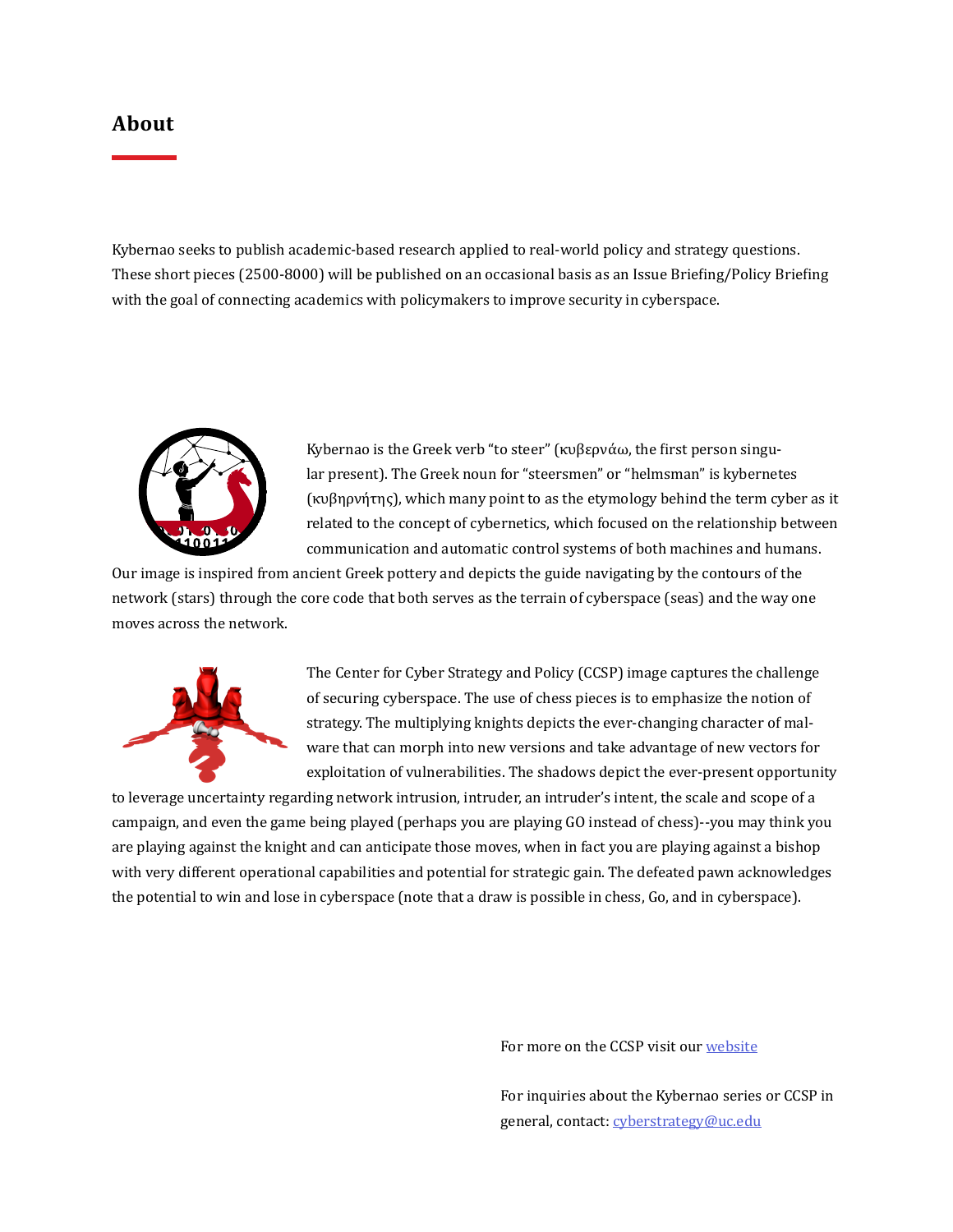## About

Kybernao seeks to publish academic-based research applied to real-world policy and strategy questions. These short pieces (2500-8000) will be published on an occasional basis as an Issue Briefing/Policy Briefing with the goal of connecting academics with policymakers to improve security in cyberspace.

Kybernao is the Greek verb "to steer" (κυβερνάω, the first person singular present). The Greek noun for "steersmen" or "helmsman" is kybernetes (κυβηρνήτης), which many point to as the etymology behind the term cyber as it related to the concept of cybernetics, which focused on the relationship between communication and automatic control systems of both machines and humans. Our image is inspired from ancient Greek pottery and depicts the guide navigating by the contours of the network (stars) through the core code that both serves as the terrain of cyberspace (seas) and the way one moves across the network.

The Center for Cyber Strategy and Policy (CCSP) image captures the challenge of securing cyberspace. The use of chess pieces is to emphasize the notion of strategy. The multiplying knights depicts the ever-changing character of malware that can morph into new versions and take advantage of new vectors for exploitation of vulnerabilities. The shadows depict the ever-present opportunity to leverage uncertainty regarding network intrusion, intruder, an intruder's intent, the scale and scope of a campaign, and even the game being played (perhaps you are playing GO instead of chess)--you may think you are playing against the knight and can anticipate those moves, when in fact you are playing against a bishop with very different operational capabilities and potential for strategic gain. The defeated pawn acknowledges the potential to win and lose in cyberspace (note that a draw is possible in chess, Go, and in cyberspace).

For more on the CCSP visit our [website]

For inquiries about the Kybernao series or CCSP in general, contact: cyberstrategy@uc.edu